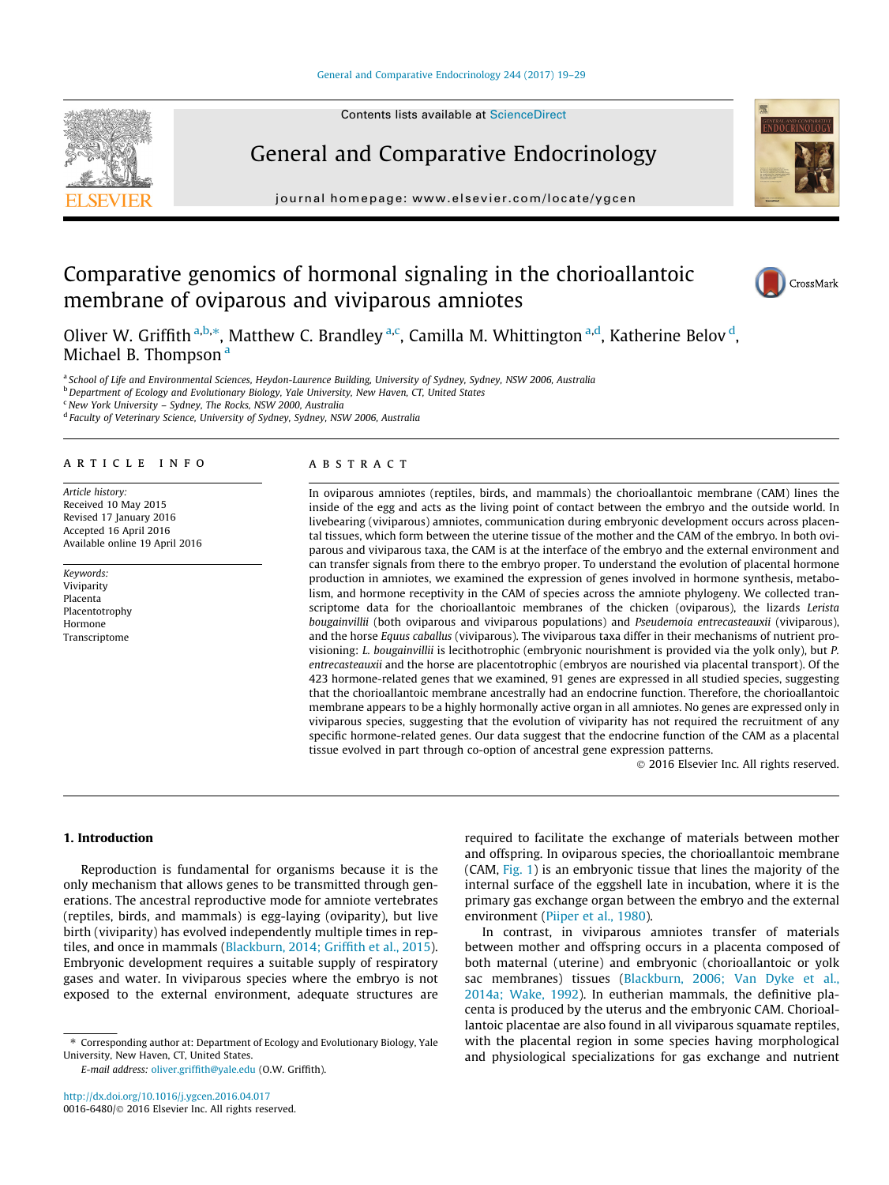# Comparative genomics of hormonal signaling in the chorioallantoic membrane of oviparous and viviparous amniotes

Oliver W. Griffith [a,b,*], Matthew C. Brandley [a,c], Camilla M. Whittington [a,d], Katherine Belov [d], Michael B. Thompson [a]

[a] School of Life and Environmental Sciences, Heydon-Laurence Building, University of Sydney, Sydney, NSW 2006, Australia
[b] Department of Ecology and Evolutionary Biology, Yale University, New Haven, CT, United States
[c] New York University – Sydney, The Rocks, NSW 2000, Australia
[d] Faculty of Veterinary Science, University of Sydney, Sydney, NSW 2006, Australia

## ARTICLE INFO

*Article history:*
Received 10 May 2015
Revised 17 January 2016
Accepted 16 April 2016
Available online 19 April 2016

*Keywords:*
Viviparity
Placenta
Placentotrophy
Hormone
Transcriptome

## ABSTRACT

In oviparous amniotes (reptiles, birds, and mammals) the chorioallantoic membrane (CAM) lines the inside of the egg and acts as the living point of contact between the embryo and the outside world. In livebearing (viviparous) amniotes, communication during embryonic development occurs across placental tissues, which form between the uterine tissue of the mother and the CAM of the embryo. In both oviparous and viviparous taxa, the CAM is at the interface of the embryo and the external environment and can transfer signals from there to the embryo proper. To understand the evolution of placental hormone production in amniotes, we examined the expression of genes involved in hormone synthesis, metabolism, and hormone receptivity in the CAM of species across the amniote phylogeny. We collected transcriptome data for the chorioallantoic membranes of the chicken (oviparous), the lizards *Lerista bougainvillii* (both oviparous and viviparous populations) and *Pseudemoia entrecasteauxii* (viviparous), and the horse *Equus caballus* (viviparous). The viviparous taxa differ in their mechanisms of nutrient provisioning: *L. bougainvillii* is lecithotrophic (embryonic nourishment is provided via the yolk only), but *P. entrecasteauxii* and the horse are placentotrophic (embryos are nourished via placental transport). Of the 423 hormone-related genes that we examined, 91 genes are expressed in all studied species, suggesting that the chorioallantoic membrane ancestrally had an endocrine function. Therefore, the chorioallantoic membrane appears to be a highly hormonally active organ in all amniotes. No genes are expressed only in viviparous species, suggesting that the evolution of viviparity has not required the recruitment of any specific hormone-related genes. Our data suggest that the endocrine function of the CAM as a placental tissue evolved in part through co-option of ancestral gene expression patterns.

© 2016 Elsevier Inc. All rights reserved.

## 1. Introduction

Reproduction is fundamental for organisms because it is the only mechanism that allows genes to be transmitted through generations. The ancestral reproductive mode for amniote vertebrates (reptiles, birds, and mammals) is egg-laying (oviparity), but live birth (viviparity) has evolved independently multiple times in reptiles, and once in mammals (Blackburn, 2014; Griffith et al., 2015). Embryonic development requires a suitable supply of respiratory gases and water. In viviparous species where the embryo is not exposed to the external environment, adequate structures are required to facilitate the exchange of materials between mother and offspring. In oviparous species, the chorioallantoic membrane (CAM, Fig. 1) is an embryonic tissue that lines the majority of the internal surface of the eggshell late in incubation, where it is the primary gas exchange organ between the embryo and the external environment (Piiper et al., 1980).

In contrast, in viviparous amniotes transfer of materials between mother and offspring occurs in a placenta composed of both maternal (uterine) and embryonic (chorioallantoic or yolk sac membranes) tissues (Blackburn, 2006; Van Dyke et al., 2014a; Wake, 1992). In eutherian mammals, the definitive placenta is produced by the uterus and the embryonic CAM. Chorioallantoic placentae are also found in all viviparous squamate reptiles, with the placental region in some species having morphological and physiological specializations for gas exchange and nutrient

* Corresponding author at: Department of Ecology and Evolutionary Biology, Yale University, New Haven, CT, United States.
*E-mail address:* oliver.griffith@yale.edu (O.W. Griffith).

http://dx.doi.org/10.1016/j.ygcen.2016.04.017
0016-6480/© 2016 Elsevier Inc. All rights reserved.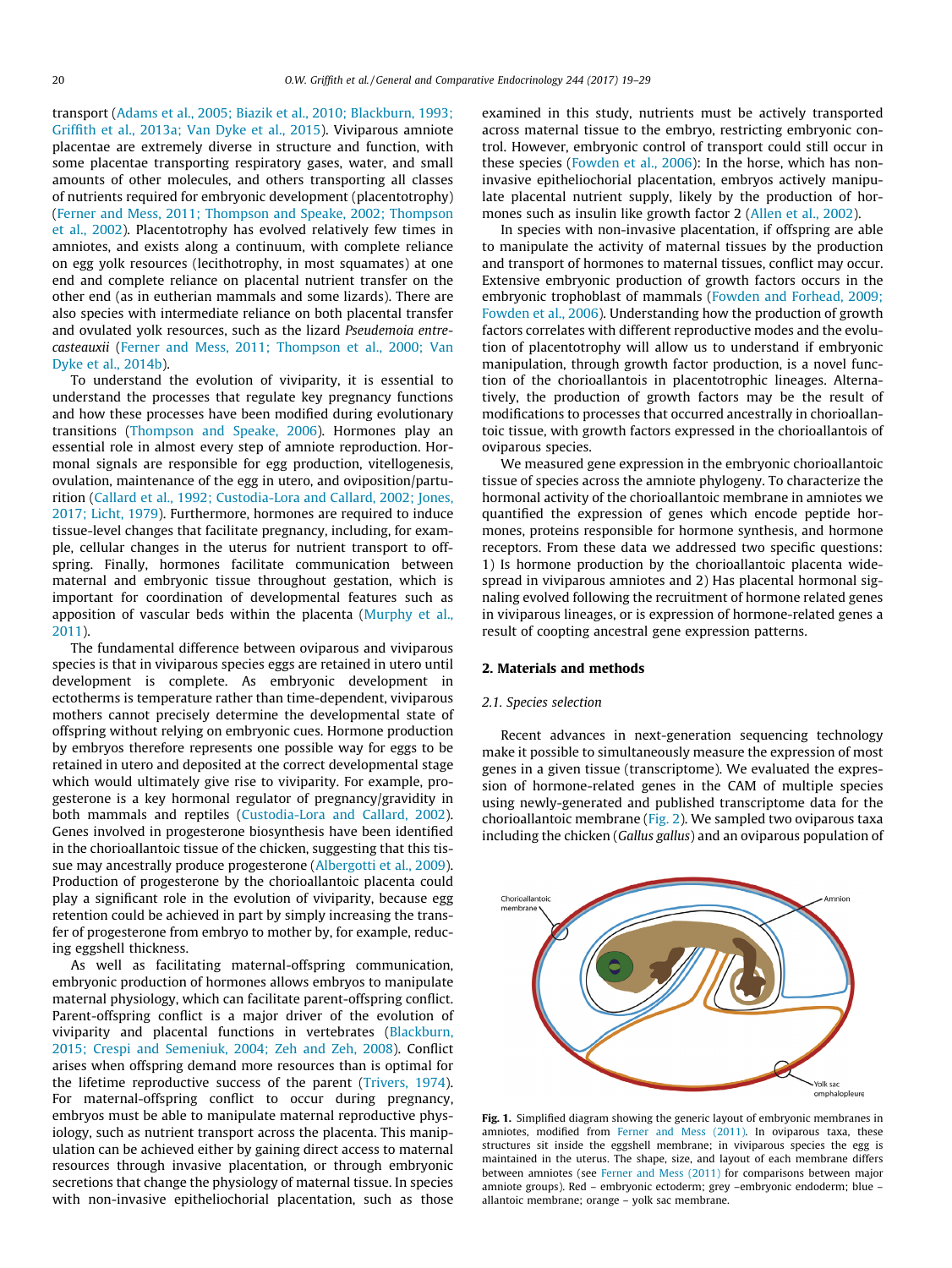transport (Adams et al., 2005; Biazik et al., 2010; Blackburn, 1993; Griffith et al., 2013a; Van Dyke et al., 2015). Viviparous amniote placentae are extremely diverse in structure and function, with some placentae transporting respiratory gases, water, and small amounts of other molecules, and others transporting all classes of nutrients required for embryonic development (placentotrophy) (Ferner and Mess, 2011; Thompson and Speake, 2002; Thompson et al., 2002). Placentotrophy has evolved relatively few times in amniotes, and exists along a continuum, with complete reliance on egg yolk resources (lecithotrophy, in most squamates) at one end and complete reliance on placental nutrient transfer on the other end (as in eutherian mammals and some lizards). There are also species with intermediate reliance on both placental transfer and ovulated yolk resources, such as the lizard *Pseudemoia entrecasteauxii* (Ferner and Mess, 2011; Thompson et al., 2000; Van Dyke et al., 2014b).

To understand the evolution of viviparity, it is essential to understand the processes that regulate key pregnancy functions and how these processes have been modified during evolutionary transitions (Thompson and Speake, 2006). Hormones play an essential role in almost every step of amniote reproduction. Hormonal signals are responsible for egg production, vitellogenesis, ovulation, maintenance of the egg in utero, and oviposition/parturition (Callard et al., 1992; Custodia-Lora and Callard, 2002; Jones, 2017; Licht, 1979). Furthermore, hormones are required to induce tissue-level changes that facilitate pregnancy, including, for example, cellular changes in the uterus for nutrient transport to offspring. Finally, hormones facilitate communication between maternal and embryonic tissue throughout gestation, which is important for coordination of developmental features such as apposition of vascular beds within the placenta (Murphy et al., 2011).

The fundamental difference between oviparous and viviparous species is that in viviparous species eggs are retained in utero until development is complete. As embryonic development in ectotherms is temperature rather than time-dependent, viviparous mothers cannot precisely determine the developmental state of offspring without relying on embryonic cues. Hormone production by embryos therefore represents one possible way for eggs to be retained in utero and deposited at the correct developmental stage which would ultimately give rise to viviparity. For example, progesterone is a key hormonal regulator of pregnancy/gravidity in both mammals and reptiles (Custodia-Lora and Callard, 2002). Genes involved in progesterone biosynthesis have been identified in the chorioallantoic tissue of the chicken, suggesting that this tissue may ancestrally produce progesterone (Albergotti et al., 2009). Production of progesterone by the chorioallantoic placenta could play a significant role in the evolution of viviparity, because egg retention could be achieved in part by simply increasing the transfer of progesterone from embryo to mother by, for example, reducing eggshell thickness.

As well as facilitating maternal-offspring communication, embryonic production of hormones allows embryos to manipulate maternal physiology, which can facilitate parent-offspring conflict. Parent-offspring conflict is a major driver of the evolution of viviparity and placental functions in vertebrates (Blackburn, 2015; Crespi and Semeniuk, 2004; Zeh and Zeh, 2008). Conflict arises when offspring demand more resources than is optimal for the lifetime reproductive success of the parent (Trivers, 1974). For maternal-offspring conflict to occur during pregnancy, embryos must be able to manipulate maternal reproductive physiology, such as nutrient transport across the placenta. This manipulation can be achieved either by gaining direct access to maternal resources through invasive placentation, or through embryonic secretions that change the physiology of maternal tissue. In species with non-invasive epitheliochorial placentation, such as those examined in this study, nutrients must be actively transported across maternal tissue to the embryo, restricting embryonic control. However, embryonic control of transport could still occur in these species (Fowden et al., 2006): In the horse, which has non-invasive epitheliochorial placentation, embryos actively manipulate placental nutrient supply, likely by the production of hormones such as insulin like growth factor 2 (Allen et al., 2002).

In species with non-invasive placentation, if offspring are able to manipulate the activity of maternal tissues by the production and transport of hormones to maternal tissues, conflict may occur. Extensive embryonic production of growth factors occurs in the embryonic trophoblast of mammals (Fowden and Forhead, 2009; Fowden et al., 2006). Understanding how the production of growth factors correlates with different reproductive modes and the evolution of placentotrophy will allow us to understand if embryonic manipulation, through growth factor production, is a novel function of the chorioallantois in placentotrophic lineages. Alternatively, the production of growth factors may be the result of modifications to processes that occurred ancestrally in chorioallantoic tissue, with growth factors expressed in the chorioallantois of oviparous species.

We measured gene expression in the embryonic chorioallantoic tissue of species across the amniote phylogeny. To characterize the hormonal activity of the chorioallantoic membrane in amniotes we quantified the expression of genes which encode peptide hormones, proteins responsible for hormone synthesis, and hormone receptors. From these data we addressed two specific questions: 1) Is hormone production by the chorioallantoic placenta widespread in viviparous amniotes and 2) Has placental hormonal signaling evolved following the recruitment of hormone related genes in viviparous lineages, or is expression of hormone-related genes a result of coopting ancestral gene expression patterns.

## 2. Materials and methods

### 2.1. Species selection

Recent advances in next-generation sequencing technology make it possible to simultaneously measure the expression of most genes in a given tissue (transcriptome). We evaluated the expression of hormone-related genes in the CAM of multiple species using newly-generated and published transcriptome data for the chorioallantoic membrane (Fig. 2). We sampled two oviparous taxa including the chicken (*Gallus gallus*) and an oviparous population of

Fig. 1. Simplified diagram showing the generic layout of embryonic membranes in amniotes, modified from Ferner and Mess (2011). In oviparous taxa, these structures sit inside the eggshell membrane; in viviparous species the egg is maintained in the uterus. The shape, size, and layout of each membrane differs between amniotes (see Ferner and Mess (2011) for comparisons between major amniote groups). Red – embryonic ectoderm; grey –embryonic endoderm; blue – allantoic membrane; orange – yolk sac membrane.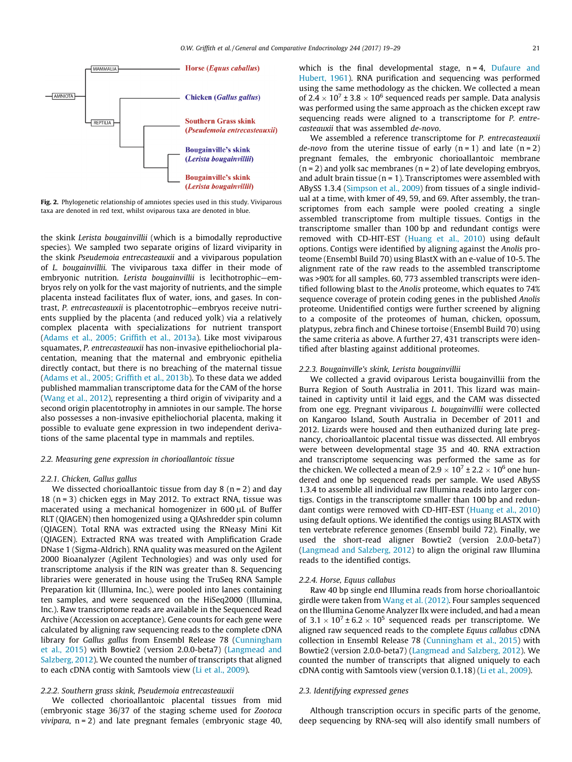Fig. 2. Phylogenetic relationship of amniotes species used in this study. Viviparous taxa are denoted in red text, whilst oviparous taxa are denoted in blue.

the skink *Lerista bougainvillii* (which is a bimodally reproductive species). We sampled two separate origins of lizard viviparity in the skink *Pseudemoia entrecasteauxii* and a viviparous population of *L. bougainvillii*. The viviparous taxa differ in their mode of embryonic nutrition. *Lerista bougainvillii* is lecithotrophic—embryos rely on yolk for the vast majority of nutrients, and the simple placenta instead facilitates flux of water, ions, and gases. In contrast, *P. entrecasteauxii* is placentotrophic—embryos receive nutrients supplied by the placenta (and reduced yolk) via a relatively complex placenta with specializations for nutrient transport (Adams et al., 2005; Griffith et al., 2013a). Like most viviparous squamates, *P. entrecasteauxii* has non-invasive epitheliochorial placentation, meaning that the maternal and embryonic epithelia directly contact, but there is no breaching of the maternal tissue (Adams et al., 2005; Griffith et al., 2013b). To these data we added published mammalian transcriptome data for the CAM of the horse (Wang et al., 2012), representing a third origin of viviparity and a second origin placentotrophy in amniotes in our sample. The horse also possesses a non-invasive epitheliochorial placenta, making it possible to evaluate gene expression in two independent derivations of the same placental type in mammals and reptiles.

## 2.2. Measuring gene expression in chorioallantoic tissue

### 2.2.1. Chicken, Gallus gallus

We dissected chorioallantoic tissue from day 8 (n = 2) and day 18 (n = 3) chicken eggs in May 2012. To extract RNA, tissue was macerated using a mechanical homogenizer in 600 μL of Buffer RLT (QIAGEN) then homogenized using a QIAshredder spin column (QIAGEN). Total RNA was extracted using the RNeasy Mini Kit (QIAGEN). Extracted RNA was treated with Amplification Grade DNase 1 (Sigma-Aldrich). RNA quality was measured on the Agilent 2000 Bioanalyzer (Agilent Technologies) and was only used for transcriptome analysis if the RIN was greater than 8. Sequencing libraries were generated in house using the TruSeq RNA Sample Preparation kit (Illumina, Inc.), were pooled into lanes containing ten samples, and were sequenced on the HiSeq2000 (Illumina, Inc.). Raw transcriptome reads are available in the Sequenced Read Archive (Accession on acceptance). Gene counts for each gene were calculated by aligning sequencing reads to the complete cDNA library for *Gallus gallus* from Ensembl Release 78 (Cunningham et al., 2015) with Bowtie2 (version 2.0.0-beta7) (Langmead and Salzberg, 2012). We counted the number of transcripts that aligned to each cDNA contig with Samtools view (Li et al., 2009).

### 2.2.2. Southern grass skink, Pseudemoia entrecasteauxii

We collected chorioallantoic placental tissues from mid (embryonic stage 36/37 of the staging scheme used for *Zootoca vivipara*, n = 2) and late pregnant females (embryonic stage 40, which is the final developmental stage, n = 4, Dufaure and Hubert, 1961). RNA purification and sequencing was performed using the same methodology as the chicken. We collected a mean of $2.4 \times 10^7 \pm 3.8 \times 10^6$ sequenced reads per sample. Data analysis was performed using the same approach as the chicken except raw sequencing reads were aligned to a transcriptome for *P. entrecasteauxii* that was assembled *de-novo*.

We assembled a reference transcriptome for *P. entrecasteauxii de-novo* from the uterine tissue of early (n = 1) and late (n = 2) pregnant females, the embryonic chorioallantoic membrane (n = 2) and yolk sac membranes (n = 2) of late developing embryos, and adult brain tissue (n = 1). Transcriptomes were assembled with ABySS 1.3.4 (Simpson et al., 2009) from tissues of a single individual at a time, with kmer of 49, 59, and 69. After assembly, the transcriptomes from each sample were pooled creating a single assembled transcriptome from multiple tissues. Contigs in the transcriptome smaller than 100 bp and redundant contigs were removed with CD-HIT-EST (Huang et al., 2010) using default options. Contigs were identified by aligning against the *Anolis* proteome (Ensembl Build 70) using BlastX with an e-value of 10-5. The alignment rate of the raw reads to the assembled transcriptome was >90% for all samples. 60, 773 assembled transcripts were identified following blast to the *Anolis* proteome, which equates to 74% sequence coverage of protein coding genes in the published *Anolis* proteome. Unidentified contigs were further screened by aligning to a composite of the proteomes of human, chicken, opossum, platypus, zebra finch and Chinese tortoise (Ensembl Build 70) using the same criteria as above. A further 27, 431 transcripts were identified after blasting against additional proteomes.

### 2.2.3. Bougainville's skink, Lerista bougainvillii

We collected a gravid oviparous Lerista bougainvillii from the Burra Region of South Australia in 2011. This lizard was maintained in captivity until it laid eggs, and the CAM was dissected from one egg. Pregnant viviparous *L. bougainvillii* were collected on Kangaroo Island, South Australia in December of 2011 and 2012. Lizards were housed and then euthanized during late pregnancy, chorioallantoic placental tissue was dissected. All embryos were between developmental stage 35 and 40. RNA extraction and transcriptome sequencing was performed the same as for the chicken. We collected a mean of $2.9 \times 10^7 \pm 2.2 \times 10^6$ one hundered and one bp sequenced reads per sample. We used ABySS 1.3.4 to assemble all individual raw Illumina reads into larger contigs. Contigs in the transcriptome smaller than 100 bp and redundant contigs were removed with CD-HIT-EST (Huang et al., 2010) using default options. We identified the contigs using BLASTX with ten vertebrate reference genomes (Ensembl build 72). Finally, we used the short-read aligner Bowtie2 (version 2.0.0-beta7) (Langmead and Salzberg, 2012) to align the original raw Illumina reads to the identified contigs.

### 2.2.4. Horse, Equus callabus

Raw 40 bp single end Illumina reads from horse chorioallantoic girdle were taken from Wang et al. (2012). Four samples sequenced on the Illumina Genome Analyzer IIx were included, and had a mean of $3.1 \times 10^7 \pm 6.2 \times 10^5$ sequenced reads per transcriptome. We aligned raw sequenced reads to the complete *Equus callabus* cDNA collection in Ensembl Release 78 (Cunningham et al., 2015) with Bowtie2 (version 2.0.0-beta7) (Langmead and Salzberg, 2012). We counted the number of transcripts that aligned uniquely to each cDNA contig with Samtools view (version 0.1.18) (Li et al., 2009).

## 2.3. Identifying expressed genes

Although transcription occurs in specific parts of the genome, deep sequencing by RNA-seq will also identify small numbers of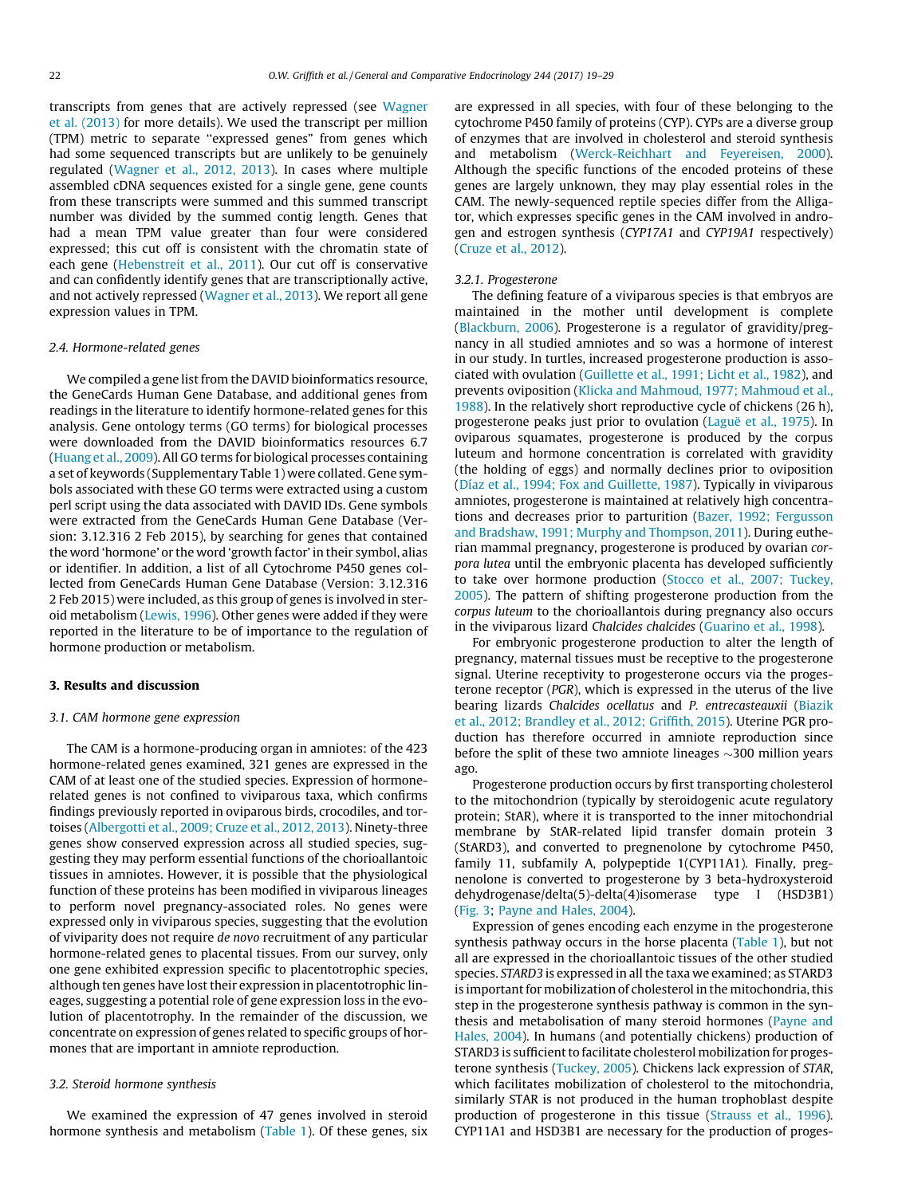transcripts from genes that are actively repressed (see Wagner et al. (2013) for more details). We used the transcript per million (TPM) metric to separate "expressed genes" from genes which had some sequenced transcripts but are unlikely to be genuinely regulated (Wagner et al., 2012, 2013). In cases where multiple assembled cDNA sequences existed for a single gene, gene counts from these transcripts were summed and this summed transcript number was divided by the summed contig length. Genes that had a mean TPM value greater than four were considered expressed; this cut off is consistent with the chromatin state of each gene (Hebenstreit et al., 2011). Our cut off is conservative and can confidently identify genes that are transcriptionally active, and not actively repressed (Wagner et al., 2013). We report all gene expression values in TPM.

### 2.4. Hormone-related genes

We compiled a gene list from the DAVID bioinformatics resource, the GeneCards Human Gene Database, and additional genes from readings in the literature to identify hormone-related genes for this analysis. Gene ontology terms (GO terms) for biological processes were downloaded from the DAVID bioinformatics resources 6.7 (Huang et al., 2009). All GO terms for biological processes containing a set of keywords (Supplementary Table 1) were collated. Gene symbols associated with these GO terms were extracted using a custom perl script using the data associated with DAVID IDs. Gene symbols were extracted from the GeneCards Human Gene Database (Version: 3.12.316 2 Feb 2015), by searching for genes that contained the word 'hormone' or the word 'growth factor' in their symbol, alias or identifier. In addition, a list of all Cytochrome P450 genes collected from GeneCards Human Gene Database (Version: 3.12.316 2 Feb 2015) were included, as this group of genes is involved in steroid metabolism (Lewis, 1996). Other genes were added if they were reported in the literature to be of importance to the regulation of hormone production or metabolism.

## 3. Results and discussion

### 3.1. CAM hormone gene expression

The CAM is a hormone-producing organ in amniotes: of the 423 hormone-related genes examined, 321 genes are expressed in the CAM of at least one of the studied species. Expression of hormone-related genes is not confined to viviparous taxa, which confirms findings previously reported in oviparous birds, crocodiles, and tortoises (Albergotti et al., 2009; Cruze et al., 2012, 2013). Ninety-three genes show conserved expression across all studied species, suggesting they may perform essential functions of the chorioallantoic tissues in amniotes. However, it is possible that the physiological function of these proteins has been modified in viviparous lineages to perform novel pregnancy-associated roles. No genes were expressed only in viviparous species, suggesting that the evolution of viviparity does not require *de novo* recruitment of any particular hormone-related genes to placental tissues. From our survey, only one gene exhibited expression specific to placentotrophic species, although ten genes have lost their expression in placentotrophic lineages, suggesting a potential role of gene expression loss in the evolution of placentotrophy. In the remainder of the discussion, we concentrate on expression of genes related to specific groups of hormones that are important in amniote reproduction.

### 3.2. Steroid hormone synthesis

We examined the expression of 47 genes involved in steroid hormone synthesis and metabolism (Table 1). Of these genes, six are expressed in all species, with four of these belonging to the cytochrome P450 family of proteins (CYP). CYPs are a diverse group of enzymes that are involved in cholesterol and steroid synthesis and metabolism (Werck-Reichhart and Feyereisen, 2000). Although the specific functions of the encoded proteins of these genes are largely unknown, they may play essential roles in the CAM. The newly-sequenced reptile species differ from the Alligator, which expresses specific genes in the CAM involved in androgen and estrogen synthesis (*CYP17A1* and *CYP19A1* respectively) (Cruze et al., 2012).

#### 3.2.1. Progesterone

The defining feature of a viviparous species is that embryos are maintained in the mother until development is complete (Blackburn, 2006). Progesterone is a regulator of gravidity/pregnancy in all studied amniotes and so was a hormone of interest in our study. In turtles, increased progesterone production is associated with ovulation (Guillette et al., 1991; Licht et al., 1982), and prevents oviposition (Klicka and Mahmoud, 1977; Mahmoud et al., 1988). In the relatively short reproductive cycle of chickens (26 h), progesterone peaks just prior to ovulation (Laguë et al., 1975). In oviparous squamates, progesterone is produced by the corpus luteum and hormone concentration is correlated with gravidity (the holding of eggs) and normally declines prior to oviposition (Díaz et al., 1994; Fox and Guillette, 1987). Typically in viviparous amniotes, progesterone is maintained at relatively high concentrations and decreases prior to parturition (Bazer, 1992; Fergusson and Bradshaw, 1991; Murphy and Thompson, 2011). During eutherian mammal pregnancy, progesterone is produced by ovarian *corpora lutea* until the embryonic placenta has developed sufficiently to take over hormone production (Stocco et al., 2007; Tuckey, 2005). The pattern of shifting progesterone production from the *corpus luteum* to the chorioallantois during pregnancy also occurs in the viviparous lizard *Chalcides chalcides* (Guarino et al., 1998).

For embryonic progesterone production to alter the length of pregnancy, maternal tissues must be receptive to the progesterone signal. Uterine receptivity to progesterone occurs via the progesterone receptor (*PGR*), which is expressed in the uterus of the live bearing lizards *Chalcides ocellatus* and *P. entrecasteauxii* (Biazik et al., 2012; Brandley et al., 2012; Griffith, 2015). Uterine PGR production has therefore occurred in amniote reproduction since before the split of these two amniote lineages ~300 million years ago.

Progesterone production occurs by first transporting cholesterol to the mitochondrion (typically by steroidogenic acute regulatory protein; StAR), where it is transported to the inner mitochondrial membrane by StAR-related lipid transfer domain protein 3 (StARD3), and converted to pregnenolone by cytochrome P450, family 11, subfamily A, polypeptide 1(CYP11A1). Finally, pregnenolone is converted to progesterone by 3 beta-hydroxysteroid dehydrogenase/delta(5)-delta(4)isomerase type I (HSD3B1) (Fig. 3; Payne and Hales, 2004).

Expression of genes encoding each enzyme in the progesterone synthesis pathway occurs in the horse placenta (Table 1), but not all are expressed in the chorioallantoic tissues of the other studied species. *STARD3* is expressed in all the taxa we examined; as STARD3 is important for mobilization of cholesterol in the mitochondria, this step in the progesterone synthesis pathway is common in the synthesis and metabolisation of many steroid hormones (Payne and Hales, 2004). In humans (and potentially chickens) production of STARD3 is sufficient to facilitate cholesterol mobilization for progesterone synthesis (Tuckey, 2005). Chickens lack expression of *STAR*, which facilitates mobilization of cholesterol to the mitochondria, similarly STAR is not produced in the human trophoblast despite production of progesterone in this tissue (Strauss et al., 1996). CYP11A1 and HSD3B1 are necessary for the production of proges-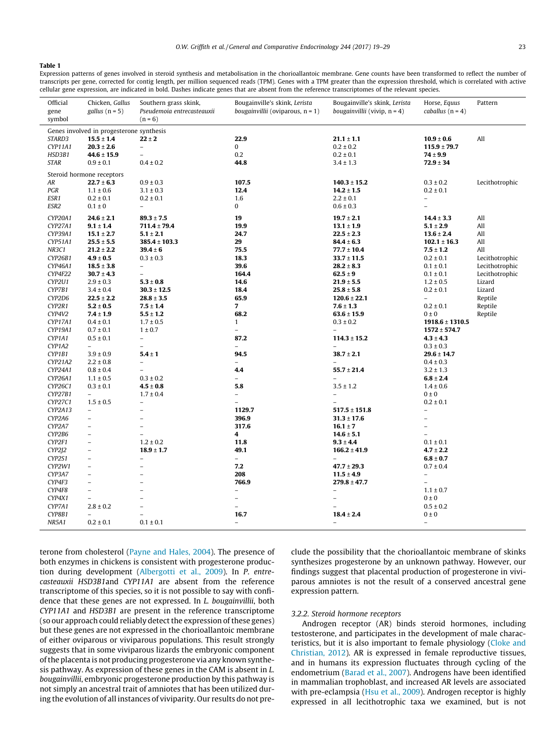**Table 1**

Expression patterns of genes involved in steroid synthesis and metabolisation in the chorioallantoic membrane. Gene counts have been transformed to reflect the number of transcripts per gene, corrected for contig length, per million sequenced reads (TPM). Genes with a TPM greater than the expression threshold, which is correlated with active cellular gene expression, are indicated in bold. Dashes indicate genes that are absent from the reference transcriptomes of the relevant species.

| Official gene symbol | Chicken, *Gallus gallus* (n = 5) | Southern grass skink, *Pseudemoia entrecasteauxii* (n = 6) | Bougainville's skink, *Lerista bougainvillii* (oviparous, n = 1) | Bougainville's skink, *Lerista bougainvillii* (vivip, n = 4) | Horse, *Equus caballus* (n = 4) | Pattern |
|---|---|---|---|---|---|---|
| *Genes involved in progesterone synthesis* | | | | | | |
| *STARD3* | **15.5 ± 1.4** | **22 ± 2** | **22.9** | **21.1 ± 1.1** | **10.9 ± 0.6** | All |
| *CYP11A1* | **20.3 ± 2.6** | – | 0 | 0.2 ± 0.2 | **115.9 ± 79.7** | |
| *HSD3B1* | **44.6 ± 15.9** | – | 0.2 | 0.2 ± 0.1 | **74 ± 9.9** | |
| *STAR* | 0.9 ± 0.1 | 0.4 ± 0.2 | **44.8** | 3.4 ± 1.3 | **72.9 ± 34** | |
| *Steroid hormone receptors* | | | | | | |
| *AR* | **22.7 ± 6.3** | 0.9 ± 0.3 | **107.5** | **140.3 ± 15.2** | 0.3 ± 0.2 | Lecithotrophic |
| *PGR* | 1.1 ± 0.6 | 3.1 ± 0.3 | **12.4** | **14.2 ± 1.5** | 0.2 ± 0.1 | |
| *ESR1* | 0.2 ± 0.1 | 0.2 ± 0.1 | 1.6 | 2.2 ± 0.1 | – | |
| *ESR2* | 0.1 ± 0 | – | 0 | 0.6 ± 0.3 | – | |
| *CYP20A1* | **24.6 ± 2.1** | **89.3 ± 7.5** | **19** | **19.7 ± 2.1** | **14.4 ± 3.3** | All |
| *CYP27A1* | **9.1 ± 1.4** | **711.4 ± 79.4** | **19.9** | **13.1 ± 1.9** | **5.1 ± 2.9** | All |
| *CYP39A1* | **15.1 ± 2.7** | **5.1 ± 2.1** | **24.7** | **22.5 ± 2.3** | **13.6 ± 2.4** | All |
| *CYP51A1* | **25.5 ± 5.5** | **385.4 ± 103.3** | **29** | **84.4 ± 6.3** | **102.1 ± 16.3** | All |
| *NR3C1* | **21.2 ± 2.2** | **39.4 ± 6** | **75.5** | **77.7 ± 10.4** | **7.5 ± 1.2** | All |
| *CYP26B1* | **4.9 ± 0.5** | 0.3 ± 0.3 | **18.3** | **33.7 ± 11.5** | 0.2 ± 0.1 | Lecithotrophic |
| *CYP46A1* | **18.5 ± 3.8** | – | **39.6** | **28.2 ± 8.3** | 0.1 ± 0.1 | Lecithotrophic |
| *CYP4F22* | **30.7 ± 4.3** | – | **164.4** | **62.5 ± 9** | 0.1 ± 0.1 | Lecithotrophic |
| *CYP2U1* | 2.9 ± 0.3 | **5.3 ± 0.8** | **14.6** | **21.9 ± 5.5** | 1.2 ± 0.5 | Lizard |
| *CYP7B1* | 3.4 ± 0.4 | **30.3 ± 12.5** | **18.4** | **25.8 ± 5.8** | 0.2 ± 0.1 | Lizard |
| *CYP2D6* | **22.5 ± 2.2** | **28.8 ± 3.5** | **65.9** | **120.6 ± 22.1** | – | Reptile |
| *CYP2R1* | **5.2 ± 0.5** | **7.5 ± 1.4** | **7** | **7.6 ± 1.3** | 0.2 ± 0.1 | Reptile |
| *CYP4V2* | **7.4 ± 1.9** | **5.5 ± 1.2** | **68.2** | **63.6 ± 15.9** | 0 ± 0 | Reptile |
| *CYP17A1* | 0.4 ± 0.1 | 1.7 ± 0.5 | 1 | 0.3 ± 0.2 | **1918.6 ± 1310.5** | |
| *CYP19A1* | 0.7 ± 0.1 | 1 ± 0.7 | – | – | **1572 ± 574.7** | |
| *CYP1A1* | 0.5 ± 0.1 | – | **87.2** | **114.3 ± 15.2** | **4.3 ± 4.3** | |
| *CYP1A2* | – | – | – | – | 0.3 ± 0.3 | |
| *CYP1B1* | 3.9 ± 0.9 | **5.4 ± 1** | **94.5** | **38.7 ± 2.1** | **29.6 ± 14.7** | |
| *CYP21A2* | 2.2 ± 0.8 | – | – | – | 0.4 ± 0.3 | |
| *CYP24A1* | 0.8 ± 0.4 | – | **4.4** | **55.7 ± 21.4** | 3.2 ± 1.3 | |
| *CYP26A1* | 1.1 ± 0.5 | 0.3 ± 0.2 | – | – | **6.8 ± 2.4** | |
| *CYP26C1* | 0.3 ± 0.1 | **4.5 ± 0.8** | **5.8** | 3.5 ± 1.2 | 1.4 ± 0.6 | |
| *CYP27B1* | – | 1.7 ± 0.4 | – | – | 0 ± 0 | |
| *CYP27C1* | 1.5 ± 0.5 | – | – | – | 0.2 ± 0.1 | |
| *CYP2A13* | – | – | **1129.7** | **517.5 ± 151.8** | – | |
| *CYP2A6* | – | – | **396.9** | **31.3 ± 17.6** | – | |
| *CYP2A7* | – | – | **317.6** | **16.1 ± 7** | – | |
| *CYP2B6* | – | – | **4** | **14.6 ± 5.1** | – | |
| *CYP2F1* | – | 1.2 ± 0.2 | **11.8** | **9.3 ± 4.4** | 0.1 ± 0.1 | |
| *CYP2J2* | – | **18.9 ± 1.7** | **49.1** | **166.2 ± 41.9** | **4.7 ± 2.2** | |
| *CYP2S1* | – | – | – | – | **6.8 ± 0.7** | |
| *CYP2W1* | – | – | **7.2** | **47.7 ± 29.3** | 0.7 ± 0.4 | |
| *CYP3A7* | – | – | **208** | **11.5 ± 4.9** | – | |
| *CYP4F3* | – | – | **766.9** | **279.8 ± 47.7** | – | |
| *CYP4F8* | – | – | – | – | 1.1 ± 0.7 | |
| *CYP4X1* | – | – | – | – | 0 ± 0 | |
| *CYP7A1* | 2.8 ± 0.2 | – | – | – | 0.5 ± 0.2 | |
| *CYP8B1* | – | – | **16.7** | **18.4 ± 2.4** | 0 ± 0 | |
| *NR5A1* | 0.2 ± 0.1 | 0.1 ± 0.1 | – | – | – | |

terone from cholesterol (Payne and Hales, 2004). The presence of both enzymes in chickens is consistent with progesterone production during development (Albergotti et al., 2009). In *P. entrecasteauxii HSD3B1*and *CYP11A1* are absent from the reference transcriptome of this species, so it is not possible to say with confidence that these genes are not expressed. In *L. bougainvillii*, both *CYP11A1* and *HSD3B1* are present in the reference transcriptome (so our approach could reliably detect the expression of these genes) but these genes are not expressed in the chorioallantoic membrane of either oviparous or viviparous populations. This result strongly suggests that in some viviparous lizards the embryonic component of the placenta is not producing progesterone via any known synthesis pathway. As expression of these genes in the CAM is absent in *L. bougainvillii*, embryonic progesterone production by this pathway is not simply an ancestral trait of amniotes that has been utilized during the evolution of all instances of viviparity. Our results do not preclude the possibility that the chorioallantoic membrane of skinks synthesizes progesterone by an unknown pathway. However, our findings suggest that placental production of progesterone in viviparous amniotes is not the result of a conserved ancestral gene expression pattern.

### 3.2.2. Steroid hormone receptors

Androgen receptor (AR) binds steroid hormones, including testosterone, and participates in the development of male characteristics, but it is also important to female physiology (Cloke and Christian, 2012). AR is expressed in female reproductive tissues, and in humans its expression fluctuates through cycling of the endometrium (Barad et al., 2007). Androgens have been identified in mammalian trophoblast, and increased AR levels are associated with pre-eclampsia (Hsu et al., 2009). Androgen receptor is highly expressed in all lecithotrophic taxa we examined, but is not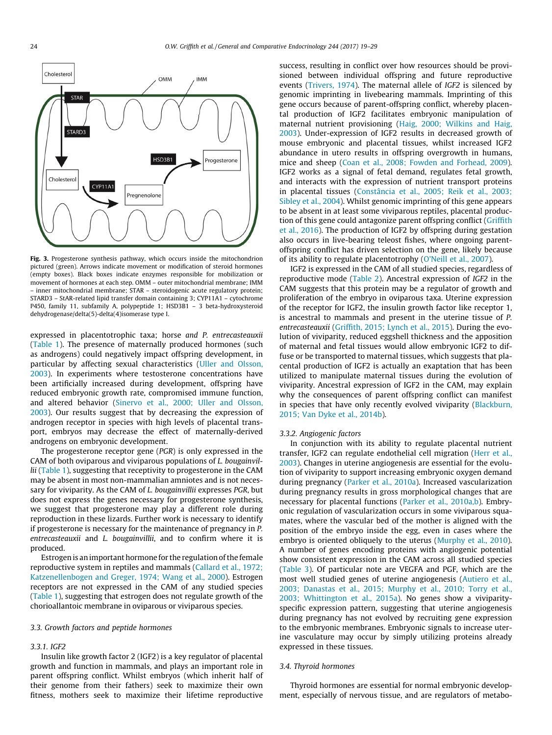**Fig. 3.** Progesterone synthesis pathway, which occurs inside the mitochondrion pictured (green). Arrows indicate movement or modification of steroid hormones (empty boxes). Black boxes indicate enzymes responsible for mobilization or movement of hormones at each step. OMM – outer mitochondrial membrane; IMM – inner mitochondrial membrane; STAR – steroidogenic acute regulatory protein; STARD3 – StAR-related lipid transfer domain containing 3; CYP11A1 – cytochrome P450, family 11, subfamily A, polypeptide 1; HSD3B1 – 3 beta-hydroxysteroid dehydrogenase/delta(5)-delta(4)isomerase type I.

expressed in placentotrophic taxa; horse *and P. entrecasteauxii* (Table 1). The presence of maternally produced hormones (such as androgens) could negatively impact offspring development, in particular by affecting sexual characteristics (Uller and Olsson, 2003). In experiments where testosterone concentrations have been artificially increased during development, offspring have reduced embryonic growth rate, compromised immune function, and altered behavior (Sinervo et al., 2000; Uller and Olsson, 2003). Our results suggest that by decreasing the expression of androgen receptor in species with high levels of placental transport, embryos may decrease the effect of maternally-derived androgens on embryonic development.

The progesterone receptor gene (*PGR*) is only expressed in the CAM of both oviparous and viviparous populations of *L. bougainvillii* (Table 1), suggesting that receptivity to progesterone in the CAM may be absent in most non-mammalian amniotes and is not necessary for viviparity. As the CAM of *L. bougainvillii* expresses *PGR*, but does not express the genes necessary for progesterone synthesis, we suggest that progesterone may play a different role during reproduction in these lizards. Further work is necessary to identify if progesterone is necessary for the maintenance of pregnancy in *P. entrecasteauxii* and *L. bougainvillii*, and to confirm where it is produced.

Estrogen is an important hormone for the regulation of the female reproductive system in reptiles and mammals (Callard et al., 1972; Katzenellenbogen and Greger, 1974; Wang et al., 2000). Estrogen receptors are not expressed in the CAM of any studied species (Table 1), suggesting that estrogen does not regulate growth of the chorioallantoic membrane in oviparous or viviparous species.

### 3.3. Growth factors and peptide hormones

#### 3.3.1. IGF2

Insulin like growth factor 2 (IGF2) is a key regulator of placental growth and function in mammals, and plays an important role in parent offspring conflict. Whilst embryos (which inherit half of their genome from their fathers) seek to maximize their own fitness, mothers seek to maximize their lifetime reproductive success, resulting in conflict over how resources should be provisioned between individual offspring and future reproductive events (Trivers, 1974). The maternal allele of *IGF2* is silenced by genomic imprinting in livebearing mammals. Imprinting of this gene occurs because of parent-offspring conflict, whereby placental production of IGF2 facilitates embryonic manipulation of maternal nutrient provisioning (Haig, 2000; Wilkins and Haig, 2003). Under-expression of IGF2 results in decreased growth of mouse embryonic and placental tissues, whilst increased IGF2 abundance in utero results in offspring overgrowth in humans, mice and sheep (Coan et al., 2008; Fowden and Forhead, 2009). IGF2 works as a signal of fetal demand, regulates fetal growth, and interacts with the expression of nutrient transport proteins in placental tissues (Constância et al., 2005; Reik et al., 2003; Sibley et al., 2004). Whilst genomic imprinting of this gene appears to be absent in at least some viviparous reptiles, placental production of this gene could antagonize parent offspring conflict (Griffith et al., 2016). The production of IGF2 by offspring during gestation also occurs in live-bearing teleost fishes, where ongoing parent-offspring conflict has driven selection on the gene, likely because of its ability to regulate placentotrophy (O'Neill et al., 2007).

IGF2 is expressed in the CAM of all studied species, regardless of reproductive mode (Table 2). Ancestral expression of *IGF2* in the CAM suggests that this protein may be a regulator of growth and proliferation of the embryo in oviparous taxa. Uterine expression of the receptor for IGF2, the insulin growth factor like receptor 1, is ancestral to mammals and present in the uterine tissue of *P. entrecasteauxii* (Griffith, 2015; Lynch et al., 2015). During the evolution of viviparity, reduced eggshell thickness and the apposition of maternal and fetal tissues would allow embryonic IGF2 to diffuse or be transported to maternal tissues, which suggests that placental production of IGF2 is actually an exaptation that has been utilized to manipulate maternal tissues during the evolution of viviparity. Ancestral expression of IGF2 in the CAM, may explain why the consequences of parent offspring conflict can manifest in species that have only recently evolved viviparity (Blackburn, 2015; Van Dyke et al., 2014b).

#### 3.3.2. Angiogenic factors

In conjunction with its ability to regulate placental nutrient transfer, IGF2 can regulate endothelial cell migration (Herr et al., 2003). Changes in uterine angiogenesis are essential for the evolution of viviparity to support increasing embryonic oxygen demand during pregnancy (Parker et al., 2010a). Increased vascularization during pregnancy results in gross morphological changes that are necessary for placental functions (Parker et al., 2010a,b). Embryonic regulation of vascularization occurs in some viviparous squamates, where the vascular bed of the mother is aligned with the position of the embryo inside the egg, even in cases where the embryo is oriented obliquely to the uterus (Murphy et al., 2010). A number of genes encoding proteins with angiogenic potential show consistent expression in the CAM across all studied species (Table 3). Of particular note are VEGFA and PGF, which are the most well studied genes of uterine angiogenesis (Autiero et al., 2003; Danastas et al., 2015; Murphy et al., 2010; Torry et al., 2003; Whittington et al., 2015a). No genes show a viviparity-specific expression pattern, suggesting that uterine angiogenesis during pregnancy has not evolved by recruiting gene expression to the embryonic membranes. Embryonic signals to increase uterine vasculature may occur by simply utilizing proteins already expressed in these tissues.

### 3.4. Thyroid hormones

Thyroid hormones are essential for normal embryonic development, especially of nervous tissue, and are regulators of metabo-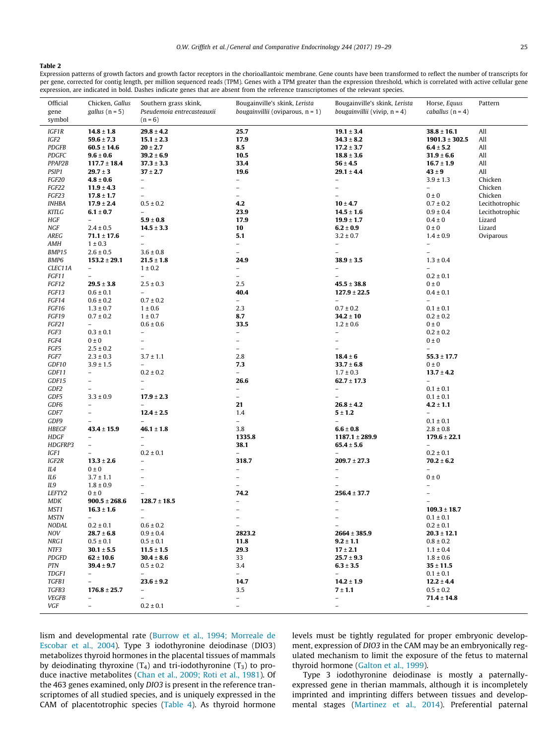**Table 2**

Expression patterns of growth factors and growth factor receptors in the chorioallantoic membrane. Gene counts have been transformed to reflect the number of transcripts for per gene, corrected for contig length, per million sequenced reads (TPM). Genes with a TPM greater than the expression threshold, which is correlated with active cellular gene expression, are indicated in bold. Dashes indicate genes that are absent from the reference transcriptomes of the relevant species.

| Official gene symbol | Chicken, *Gallus gallus* (n = 5) | Southern grass skink, *Pseudemoia entrecasteauxii* (n = 6) | Bougainville's skink, *Lerista bougainvillii* (oviparous, n = 1) | Bougainville's skink, *Lerista bougainvillii* (vivip, n = 4) | Horse, *Equus caballus* (n = 4) | Pattern |
|---|---|---|---|---|---|---|
| *IGF1R* | **14.8 ± 1.8** | **29.8 ± 4.2** | **25.7** | **19.1 ± 3.4** | **38.8 ± 16.1** | All |
| *IGF2* | **59.6 ± 7.3** | **15.1 ± 2.3** | **17.9** | **34.3 ± 8.2** | **1901.3 ± 302.5** | All |
| *PDGFB* | **60.5 ± 14.6** | **20 ± 2.7** | **8.5** | **17.2 ± 3.7** | **6.4 ± 5.2** | All |
| *PDGFC* | **9.6 ± 0.6** | **39.2 ± 6.9** | **10.5** | **18.8 ± 3.6** | **31.9 ± 6.6** | All |
| *PPAP2B* | **117.7 ± 18.4** | **37.3 ± 3.3** | **33.4** | **56 ± 4.5** | **16.7 ± 1.9** | All |
| *PSIP1* | **29.7 ± 3** | **37 ± 2.7** | **19.6** | **29.1 ± 4.4** | **43 ± 9** | All |
| *FGF20* | **4.8 ± 0.6** | – | – | – | 3.9 ± 1.3 | Chicken |
| *FGF22* | **11.9 ± 4.3** | – | – | – | – | Chicken |
| *FGF23* | **17.8 ± 1.7** | – | – | – | 0 ± 0 | Chicken |
| *INHBA* | **17.9 ± 2.4** | 0.5 ± 0.2 | **4.2** | **10 ± 4.7** | 0.7 ± 0.2 | Lecithotrophic |
| *KITLG* | **6.1 ± 0.7** | – | **23.9** | **14.5 ± 1.6** | 0.9 ± 0.4 | Lecithotrophic |
| *HGF* | – | **5.9 ± 0.8** | **17.9** | **19.9 ± 1.7** | 0.4 ± 0 | Lizard |
| *NGF* | 2.4 ± 0.5 | **14.5 ± 3.3** | **10** | **6.2 ± 0.9** | 0 ± 0 | Lizard |
| *AREG* | **71.1 ± 17.6** | – | **5.1** | 3.2 ± 0.7 | 1.4 ± 0.9 | Oviparous |
| *AMH* | 1 ± 0.3 | – | – | – | – | |
| *BMP15* | 2.6 ± 0.5 | 3.6 ± 0.8 | – | – | – | |
| *BMP6* | **153.2 ± 29.1** | **21.5 ± 1.8** | **24.9** | **38.9 ± 3.5** | 1.3 ± 0.4 | |
| *CLEC11A* | – | 1 ± 0.2 | – | – | – | |
| *FGF11* | – | – | – | – | 0.2 ± 0.1 | |
| *FGF12* | **29.5 ± 3.8** | 2.5 ± 0.3 | 2.5 | **45.5 ± 38.8** | 0 ± 0 | |
| *FGF13* | 0.6 ± 0.1 | – | **40.4** | **127.9 ± 22.5** | 0.4 ± 0.1 | |
| *FGF14* | 0.6 ± 0.2 | 0.7 ± 0.2 | – | – | – | |
| *FGF16* | 1.3 ± 0.7 | 1 ± 0.6 | 2.3 | 0.7 ± 0.2 | 0.1 ± 0.1 | |
| *FGF19* | 0.7 ± 0.2 | 1 ± 0.7 | **8.7** | **34.2 ± 10** | 0.2 ± 0.2 | |
| *FGF21* | – | 0.6 ± 0.6 | **33.5** | 1.2 ± 0.6 | 0 ± 0 | |
| *FGF3* | 0.3 ± 0.1 | – | – | – | 0.2 ± 0.2 | |
| *FGF4* | 0 ± 0 | – | – | – | 0 ± 0 | |
| *FGF5* | 2.5 ± 0.2 | – | – | – | – | |
| *FGF7* | 2.3 ± 0.3 | 3.7 ± 1.1 | 2.8 | **18.4 ± 6** | **55.3 ± 17.7** | |
| *GDF10* | 3.9 ± 1.5 | – | **7.3** | **33.7 ± 6.8** | 0 ± 0 | |
| *GDF11* | – | 0.2 ± 0.2 | – | 1.7 ± 0.3 | **13.7 ± 4.2** | |
| *GDF15* | – | – | **26.6** | **62.7 ± 17.3** | – | |
| *GDF2* | – | – | – | – | 0.1 ± 0.1 | |
| *GDF5* | 3.3 ± 0.9 | **17.9 ± 2.3** | – | – | 0.1 ± 0.1 | |
| *GDF6* | – | – | **21** | **26.8 ± 4.2** | **4.2 ± 1.1** | |
| *GDF7* | – | **12.4 ± 2.5** | 1.4 | **5 ± 1.2** | – | |
| *GDF9* | – | – | – | – | 0.1 ± 0.1 | |
| *HBEGF* | **43.4 ± 15.9** | **46.1 ± 1.8** | 3.8 | **6.6 ± 0.8** | 2.8 ± 0.8 | |
| *HDGF* | – | – | **1335.8** | **1187.1 ± 289.9** | **179.6 ± 22.1** | |
| *HDGFRP3* | – | – | **38.1** | **65.4 ± 5.6** | – | |
| *IGF1* | – | 0.2 ± 0.1 | – | – | 0.2 ± 0.1 | |
| *IGF2R* | **13.3 ± 2.6** | – | **318.7** | **209.7 ± 27.3** | **70.2 ± 6.2** | |
| *IL4* | 0 ± 0 | – | – | – | – | |
| *IL6* | 3.7 ± 1.1 | – | – | – | 0 ± 0 | |
| *IL9* | 1.8 ± 0.9 | – | – | – | – | |
| *LEFTY2* | 0 ± 0 | – | **74.2** | **256.4 ± 37.7** | – | |
| *MDK* | **900.5 ± 268.6** | **128.7 ± 18.5** | – | – | – | |
| *MST1* | **16.3 ± 1.6** | – | – | – | **109.3 ± 18.7** | |
| *MSTN* | – | – | – | – | 0.1 ± 0.1 | |
| *NODAL* | 0.2 ± 0.1 | 0.6 ± 0.2 | – | – | 0.2 ± 0.1 | |
| *NOV* | **28.7 ± 6.8** | 0.9 ± 0.4 | **2823.2** | **2664 ± 385.9** | **20.3 ± 12.1** | |
| *NRG1* | 0.5 ± 0.1 | 0.5 ± 0.1 | **11.8** | **9.2 ± 1.1** | 0.8 ± 0.2 | |
| *NTF3* | **30.1 ± 5.5** | **11.5 ± 1.5** | **29.3** | **17 ± 2.1** | 1.1 ± 0.4 | |
| *PDGFD* | **62 ± 10.6** | **30.4 ± 8.6** | 33 | **25.7 ± 9.3** | 1.8 ± 0.6 | |
| *PTN* | **39.4 ± 9.7** | 0.5 ± 0.2 | 3.4 | **6.3 ± 3.5** | **35 ± 11.5** | |
| *TDGF1* | – | – | – | – | 0.1 ± 0.1 | |
| *TGFB1* | – | **23.6 ± 9.2** | **14.7** | **14.2 ± 1.9** | **12.2 ± 4.4** | |
| *TGFB3* | **176.8 ± 25.7** | – | 3.5 | **7 ± 1.1** | 0.5 ± 0.2 | |
| *VEGFB* | – | – | – | – | **71.4 ± 14.8** | |
| *VGF* | – | 0.2 ± 0.1 | – | – | – | |

lism and developmental rate (Burrow et al., 1994; Morreale de Escobar et al., 2004). Type 3 iodothyronine deiodinase (DIO3) metabolizes thyroid hormones in the placental tissues of mammals by deiodinating thyroxine ($T_4$) and tri-iodothyronine ($T_3$) to produce inactive metabolites (Chan et al., 2009; Roti et al., 1981). Of the 463 genes examined, only *DIO3* is present in the reference transcriptomes of all studied species, and is uniquely expressed in the CAM of placentotrophic species (Table 4). As thyroid hormone levels must be tightly regulated for proper embryonic development, expression of *DIO3* in the CAM may be an embryonically regulated mechanism to limit the exposure of the fetus to maternal thyroid hormone (Galton et al., 1999).

Type 3 iodothyronine deiodinase is mostly a paternally-expressed gene in therian mammals, although it is incompletely imprinted and imprinting differs between tissues and developmental stages (Martinez et al., 2014). Preferential paternal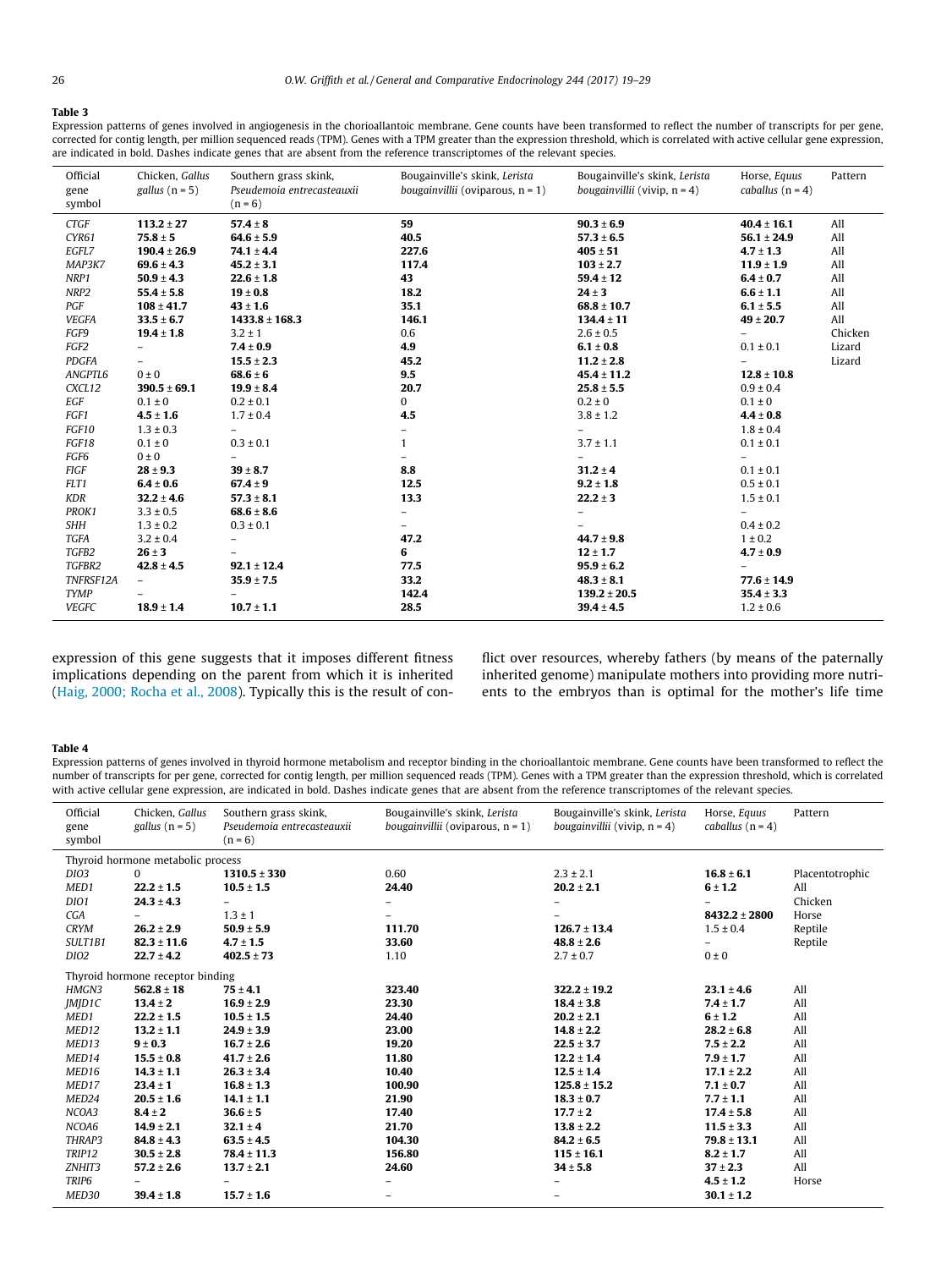**Table 3**
Expression patterns of genes involved in angiogenesis in the chorioallantoic membrane. Gene counts have been transformed to reflect the number of transcripts for per gene, corrected for contig length, per million sequenced reads (TPM). Genes with a TPM greater than the expression threshold, which is correlated with active cellular gene expression, are indicated in bold. Dashes indicate genes that are absent from the reference transcriptomes of the relevant species.

| Official gene symbol | Chicken, *Gallus gallus* (n = 5) | Southern grass skink, *Pseudemoia entrecasteauxii* (n = 6) | Bougainville's skink, *Lerista bougainvillii* (oviparous, n = 1) | Bougainville's skink, *Lerista bougainvillii* (vivip, n = 4) | Horse, *Equus caballus* (n = 4) | Pattern |
|---|---|---|---|---|---|---|
| *CTGF* | **113.2 ± 27** | **57.4 ± 8** | **59** | **90.3 ± 6.9** | **40.4 ± 16.1** | All |
| *CYR61* | **75.8 ± 5** | **64.6 ± 5.9** | **40.5** | **57.3 ± 6.5** | **56.1 ± 24.9** | All |
| *EGFL7* | **190.4 ± 26.9** | **74.1 ± 4.4** | **227.6** | **405 ± 51** | **4.7 ± 1.3** | All |
| *MAP3K7* | **69.6 ± 4.3** | **45.2 ± 3.1** | **117.4** | **103 ± 2.7** | **11.9 ± 1.9** | All |
| *NRP1* | **50.9 ± 4.3** | **22.6 ± 1.8** | **43** | **59.4 ± 12** | **6.4 ± 0.7** | All |
| *NRP2* | **55.4 ± 5.8** | **19 ± 0.8** | **18.2** | **24 ± 3** | **6.6 ± 1.1** | All |
| *PGF* | **108 ± 41.7** | **43 ± 1.6** | **35.1** | **68.8 ± 10.7** | **6.1 ± 5.5** | All |
| *VEGFA* | **33.5 ± 6.7** | **1433.8 ± 168.3** | **146.1** | **134.4 ± 11** | **49 ± 20.7** | All |
| *FGF9* | **19.4 ± 1.8** | 3.2 ± 1 | 0.6 | 2.6 ± 0.5 | – | Chicken |
| *FGF2* | – | **7.4 ± 0.9** | **4.9** | **6.1 ± 0.8** | 0.1 ± 0.1 | Lizard |
| *PDGFA* | – | **15.5 ± 2.3** | **45.2** | **11.2 ± 2.8** | – | Lizard |
| *ANGPTL6* | 0 ± 0 | **68.6 ± 6** | **9.5** | **45.4 ± 11.2** | **12.8 ± 10.8** | |
| *CXCL12* | **390.5 ± 69.1** | **19.9 ± 8.4** | **20.7** | **25.8 ± 5.5** | 0.9 ± 0.4 | |
| *EGF* | 0.1 ± 0 | 0.2 ± 0.1 | 0 | 0.2 ± 0 | 0.1 ± 0 | |
| *FGF1* | **4.5 ± 1.6** | 1.7 ± 0.4 | **4.5** | 3.8 ± 1.2 | **4.4 ± 0.8** | |
| *FGF10* | 1.3 ± 0.3 | – | – | – | 1.8 ± 0.4 | |
| *FGF18* | 0.1 ± 0 | 0.3 ± 0.1 | 1 | 3.7 ± 1.1 | 0.1 ± 0.1 | |
| *FGF6* | 0 ± 0 | – | – | – | – | |
| *FIGF* | **28 ± 9.3** | **39 ± 8.7** | **8.8** | **31.2 ± 4** | 0.1 ± 0.1 | |
| *FLT1* | **6.4 ± 0.6** | **67.4 ± 9** | **12.5** | **9.2 ± 1.8** | 0.5 ± 0.1 | |
| *KDR* | **32.2 ± 4.6** | **57.3 ± 8.1** | **13.3** | **22.2 ± 3** | 1.5 ± 0.1 | |
| *PROK1* | 3.3 ± 0.5 | **68.6 ± 8.6** | – | – | – | |
| *SHH* | 1.3 ± 0.2 | 0.3 ± 0.1 | – | – | 0.4 ± 0.2 | |
| *TGFA* | 3.2 ± 0.4 | – | **47.2** | **44.7 ± 9.8** | 1 ± 0.2 | |
| *TGFB2* | **26 ± 3** | – | **6** | **12 ± 1.7** | **4.7 ± 0.9** | |
| *TGFBR2* | **42.8 ± 4.5** | **92.1 ± 12.4** | **77.5** | **95.9 ± 6.2** | – | |
| *TNFRSF12A* | – | **35.9 ± 7.5** | **33.2** | **48.3 ± 8.1** | **77.6 ± 14.9** | |
| *TYMP* | – | – | **142.4** | **139.2 ± 20.5** | **35.4 ± 3.3** | |
| *VEGFC* | **18.9 ± 1.4** | **10.7 ± 1.1** | **28.5** | **39.4 ± 4.5** | 1.2 ± 0.6 | |

expression of this gene suggests that it imposes different fitness implications depending on the parent from which it is inherited (Haig, 2000; Rocha et al., 2008). Typically this is the result of conflict over resources, whereby fathers (by means of the paternally inherited genome) manipulate mothers into providing more nutrients to the embryos than is optimal for the mother's life time

**Table 4**
Expression patterns of genes involved in thyroid hormone metabolism and receptor binding in the chorioallantoic membrane. Gene counts have been transformed to reflect the number of transcripts for per gene, corrected for contig length, per million sequenced reads (TPM). Genes with a TPM greater than the expression threshold, which is correlated with active cellular gene expression, are indicated in bold. Dashes indicate genes that are absent from the reference transcriptomes of the relevant species.

| Official gene symbol | Chicken, *Gallus gallus* (n = 5) | Southern grass skink, *Pseudemoia entrecasteauxii* (n = 6) | Bougainville's skink, *Lerista bougainvillii* (oviparous, n = 1) | Bougainville's skink, *Lerista bougainvillii* (vivip, n = 4) | Horse, *Equus caballus* (n = 4) | Pattern |
|---|---|---|---|---|---|---|
| Thyroid hormone metabolic process | | | | | | |
| *DIO3* | 0 | **1310.5 ± 330** | 0.60 | 2.3 ± 2.1 | **16.8 ± 6.1** | Placentotrophic |
| *MED1* | **22.2 ± 1.5** | **10.5 ± 1.5** | **24.40** | **20.2 ± 2.1** | **6 ± 1.2** | All |
| *DIO1* | **24.3 ± 4.3** | – | – | – | – | Chicken |
| *CGA* | – | 1.3 ± 1 | – | – | **8432.2 ± 2800** | Horse |
| *CRYM* | **26.2 ± 2.9** | **50.9 ± 5.9** | **111.70** | **126.7 ± 13.4** | 1.5 ± 0.4 | Reptile |
| *SULT1B1* | **82.3 ± 11.6** | **4.7 ± 1.5** | **33.60** | **48.8 ± 2.6** | – | Reptile |
| *DIO2* | **22.7 ± 4.2** | **402.5 ± 73** | 1.10 | 2.7 ± 0.7 | 0 ± 0 | |
| Thyroid hormone receptor binding | | | | | | |
| *HMGN3* | **562.8 ± 18** | **75 ± 4.1** | **323.40** | **322.2 ± 19.2** | **23.1 ± 4.6** | All |
| *JMJD1C* | **13.4 ± 2** | **16.9 ± 2.9** | **23.30** | **18.4 ± 3.8** | **7.4 ± 1.7** | All |
| *MED1* | **22.2 ± 1.5** | **10.5 ± 1.5** | **24.40** | **20.2 ± 2.1** | **6 ± 1.2** | All |
| *MED12* | **13.2 ± 1.1** | **24.9 ± 3.9** | **23.00** | **14.8 ± 2.2** | **28.2 ± 6.8** | All |
| *MED13* | **9 ± 0.3** | **16.7 ± 2.6** | **19.20** | **22.5 ± 3.7** | **7.5 ± 2.2** | All |
| *MED14* | **15.5 ± 0.8** | **41.7 ± 2.6** | **11.80** | **12.2 ± 1.4** | **7.9 ± 1.7** | All |
| *MED16* | **14.3 ± 1.1** | **26.3 ± 3.4** | **10.40** | **12.5 ± 1.4** | **17.1 ± 2.2** | All |
| *MED17* | **23.4 ± 1** | **16.8 ± 1.3** | **100.90** | **125.8 ± 15.2** | **7.1 ± 0.7** | All |
| *MED24* | **20.5 ± 1.6** | **14.1 ± 1.1** | **21.90** | **18.3 ± 0.7** | **7.7 ± 1.1** | All |
| *NCOA3* | **8.4 ± 2** | **36.6 ± 5** | **17.40** | **17.7 ± 2** | **17.4 ± 5.8** | All |
| *NCOA6* | **14.9 ± 2.1** | **32.1 ± 4** | **21.70** | **13.8 ± 2.2** | **11.5 ± 3.3** | All |
| *THRAP3* | **84.8 ± 4.3** | **63.5 ± 4.5** | **104.30** | **84.2 ± 6.5** | **79.8 ± 13.1** | All |
| *TRIP12* | **30.5 ± 2.8** | **78.4 ± 11.3** | **156.80** | **115 ± 16.1** | **8.2 ± 1.7** | All |
| *ZNHIT3* | **57.2 ± 2.6** | **13.7 ± 2.1** | **24.60** | **34 ± 5.8** | **37 ± 2.3** | All |
| *TRIP6* | – | – | – | – | **4.5 ± 1.2** | Horse |
| *MED30* | **39.4 ± 1.8** | **15.7 ± 1.6** | – | – | **30.1 ± 1.2** | |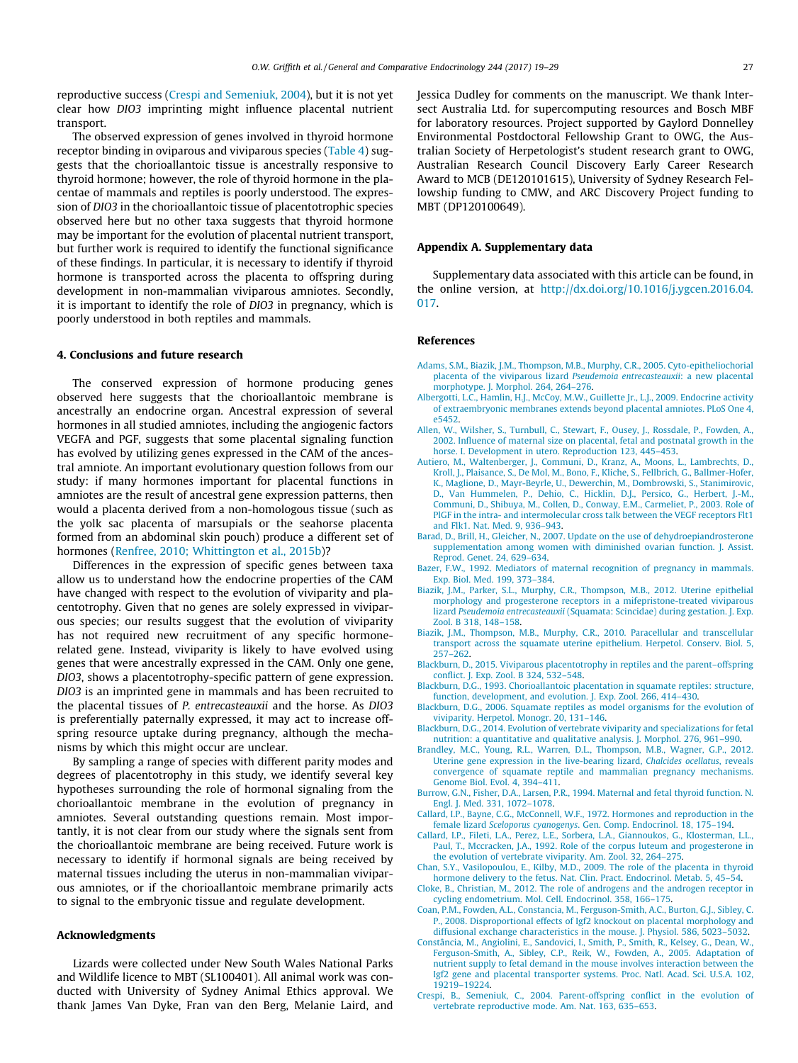reproductive success (Crespi and Semeniuk, 2004), but it is not yet clear how *DIO3* imprinting might influence placental nutrient transport.

The observed expression of genes involved in thyroid hormone receptor binding in oviparous and viviparous species (Table 4) suggests that the chorioallantoic tissue is ancestrally responsive to thyroid hormone; however, the role of thyroid hormone in the placentae of mammals and reptiles is poorly understood. The expression of *DIO3* in the chorioallantoic tissue of placentotrophic species observed here but no other taxa suggests that thyroid hormone may be important for the evolution of placental nutrient transport, but further work is required to identify the functional significance of these findings. In particular, it is necessary to identify if thyroid hormone is transported across the placenta to offspring during development in non-mammalian viviparous amniotes. Secondly, it is important to identify the role of *DIO3* in pregnancy, which is poorly understood in both reptiles and mammals.

## 4. Conclusions and future research

The conserved expression of hormone producing genes observed here suggests that the chorioallantoic membrane is ancestrally an endocrine organ. Ancestral expression of several hormones in all studied amniotes, including the angiogenic factors VEGFA and PGF, suggests that some placental signaling function has evolved by utilizing genes expressed in the CAM of the ancestral amniote. An important evolutionary question follows from our study: if many hormones important for placental functions in amniotes are the result of ancestral gene expression patterns, then would a placenta derived from a non-homologous tissue (such as the yolk sac placenta of marsupials or the seahorse placenta formed from an abdominal skin pouch) produce a different set of hormones (Renfree, 2010; Whittington et al., 2015b)?

Differences in the expression of specific genes between taxa allow us to understand how the endocrine properties of the CAM have changed with respect to the evolution of viviparity and placentotrophy. Given that no genes are solely expressed in viviparous species; our results suggest that the evolution of viviparity has not required new recruitment of any specific hormone-related gene. Instead, viviparity is likely to have evolved using genes that were ancestrally expressed in the CAM. Only one gene, *DIO3*, shows a placentotrophy-specific pattern of gene expression. *DIO3* is an imprinted gene in mammals and has been recruited to the placental tissues of *P. entrecasteauxii* and the horse. As *DIO3* is preferentially paternally expressed, it may act to increase offspring resource uptake during pregnancy, although the mechanisms by which this might occur are unclear.

By sampling a range of species with different parity modes and degrees of placentotrophy in this study, we identify several key hypotheses surrounding the role of hormonal signaling from the chorioallantoic membrane in the evolution of pregnancy in amniotes. Several outstanding questions remain. Most importantly, it is not clear from our study where the signals sent from the chorioallantoic membrane are being received. Future work is necessary to identify if hormonal signals are being received by maternal tissues including the uterus in non-mammalian viviparous amniotes, or if the chorioallantoic membrane primarily acts to signal to the embryonic tissue and regulate development.

## Acknowledgments

Lizards were collected under New South Wales National Parks and Wildlife licence to MBT (SL100401). All animal work was conducted with University of Sydney Animal Ethics approval. We thank James Van Dyke, Fran van den Berg, Melanie Laird, and Jessica Dudley for comments on the manuscript. We thank Intersect Australia Ltd. for supercomputing resources and Bosch MBF for laboratory resources. Project supported by Gaylord Donnelley Environmental Postdoctoral Fellowship Grant to OWG, the Australian Society of Herpetologist's student research grant to OWG, Australian Research Council Discovery Early Career Research Award to MCB (DE120101615), University of Sydney Research Fellowship funding to CMW, and ARC Discovery Project funding to MBT (DP120100649).

## Appendix A. Supplementary data

Supplementary data associated with this article can be found, in the online version, at http://dx.doi.org/10.1016/j.ygcen.2016.04.017.

## References

Adams, S.M., Biazik, J.M., Thompson, M.B., Murphy, C.R., 2005. Cyto-epitheliochorial placenta of the viviparous lizard *Pseudemoia entrecasteauxii*: a new placental morphotype. J. Morphol. 264, 264–276.

Albergotti, L.C., Hamlin, H.J., McCoy, M.W., Guillette Jr., L.J., 2009. Endocrine activity of extraembryonic membranes extends beyond placental amniotes. PLoS One 4, e5452.

Allen, W., Wilsher, S., Turnbull, C., Stewart, F., Ousey, J., Rossdale, P., Fowden, A., 2002. Influence of maternal size on placental, fetal and postnatal growth in the horse. I. Development in utero. Reproduction 123, 445–453.

Autiero, M., Waltenberger, J., Communi, D., Kranz, A., Moons, L., Lambrechts, D., Kroll, J., Plaisance, S., De Mol, M., Bono, F., Kliche, S., Fellbrich, G., Ballmer-Hofer, K., Maglione, D., Mayr-Beyrle, U., Dewerchin, M., Dombrowski, S., Stanimirovic, D., Van Hummelen, P., Dehio, C., Hicklin, D.J., Persico, G., Herbert, J.-M., Communi, D., Shibuya, M., Collen, D., Conway, E.M., Carmeliet, P., 2003. Role of PlGF in the intra- and intermolecular cross talk between the VEGF receptors Flt1 and Flk1. Nat. Med. 9, 936–943.

Barad, D., Brill, H., Gleicher, N., 2007. Update on the use of dehydroepiandrosterone supplementation among women with diminished ovarian function. J. Assist. Reprod. Genet. 24, 629–634.

Bazer, F.W., 1992. Mediators of maternal recognition of pregnancy in mammals. Exp. Biol. Med. 199, 373–384.

Biazik, J.M., Parker, S.L., Murphy, C.R., Thompson, M.B., 2012. Uterine epithelial morphology and progesterone receptors in a mifepristone-treated viviparous lizard *Pseudemoia entrecasteauxii* (Squamata: Scincidae) during gestation. J. Exp. Zool. B 318, 148–158.

Biazik, J.M., Thompson, M.B., Murphy, C.R., 2010. Paracellular and transcellular transport across the squamate uterine epithelium. Herpetol. Conserv. Biol. 5, 257–262.

Blackburn, D., 2015. Viviparous placentotrophy in reptiles and the parent–offspring conflict. J. Exp. Zool. B 324, 532–548.

Blackburn, D.G., 1993. Chorioallantoic placentation in squamate reptiles: structure, function, development, and evolution. J. Exp. Zool. 266, 414–430.

Blackburn, D.G., 2006. Squamate reptiles as model organisms for the evolution of viviparity. Herpetol. Monogr. 20, 131–146.

Blackburn, D.G., 2014. Evolution of vertebrate viviparity and specializations for fetal nutrition: a quantitative and qualitative analysis. J. Morphol. 276, 961–990.

Brandley, M.C., Young, R.L., Warren, D.L., Thompson, M.B., Wagner, G.P., 2012. Uterine gene expression in the live-bearing lizard, *Chalcides ocellatus*, reveals convergence of squamate reptile and mammalian pregnancy mechanisms. Genome Biol. Evol. 4, 394–411.

Burrow, G.N., Fisher, D.A., Larsen, P.R., 1994. Maternal and fetal thyroid function. N. Engl. J. Med. 331, 1072–1078.

Callard, I.P., Bayne, C.G., McConnell, W.F., 1972. Hormones and reproduction in the female lizard *Sceloporus cyanogenys*. Gen. Comp. Endocrinol. 18, 175–194.

Callard, I.P., Fileti, L.A., Perez, L.E., Sorbera, L.A., Giannoukos, G., Klosterman, L.L., Paul, T., Mccracken, J.A., 1992. Role of the corpus luteum and progesterone in the evolution of vertebrate viviparity. Am. Zool. 32, 264–275.

Chan, S.Y., Vasilopoulou, E., Kilby, M.D., 2009. The role of the placenta in thyroid hormone delivery to the fetus. Nat. Clin. Pract. Endocrinol. Metab. 5, 45–54.

Cloke, B., Christian, M., 2012. The role of androgens and the androgen receptor in cycling endometrium. Mol. Cell. Endocrinol. 358, 166–175.

Coan, P.M., Fowden, A.L., Constancia, M., Ferguson-Smith, A.C., Burton, G.J., Sibley, C. P., 2008. Disproportional effects of Igf2 knockout on placental morphology and diffusional exchange characteristics in the mouse. J. Physiol. 586, 5023–5032.

Constância, M., Angiolini, E., Sandovici, I., Smith, P., Smith, R., Kelsey, G., Dean, W., Ferguson-Smith, A., Sibley, C.P., Reik, W., Fowden, A., 2005. Adaptation of nutrient supply to fetal demand in the mouse involves interaction between the Igf2 gene and placental transporter systems. Proc. Natl. Acad. Sci. U.S.A. 102, 19219–19224.

Crespi, B., Semeniuk, C., 2004. Parent-offspring conflict in the evolution of vertebrate reproductive mode. Am. Nat. 163, 635–653.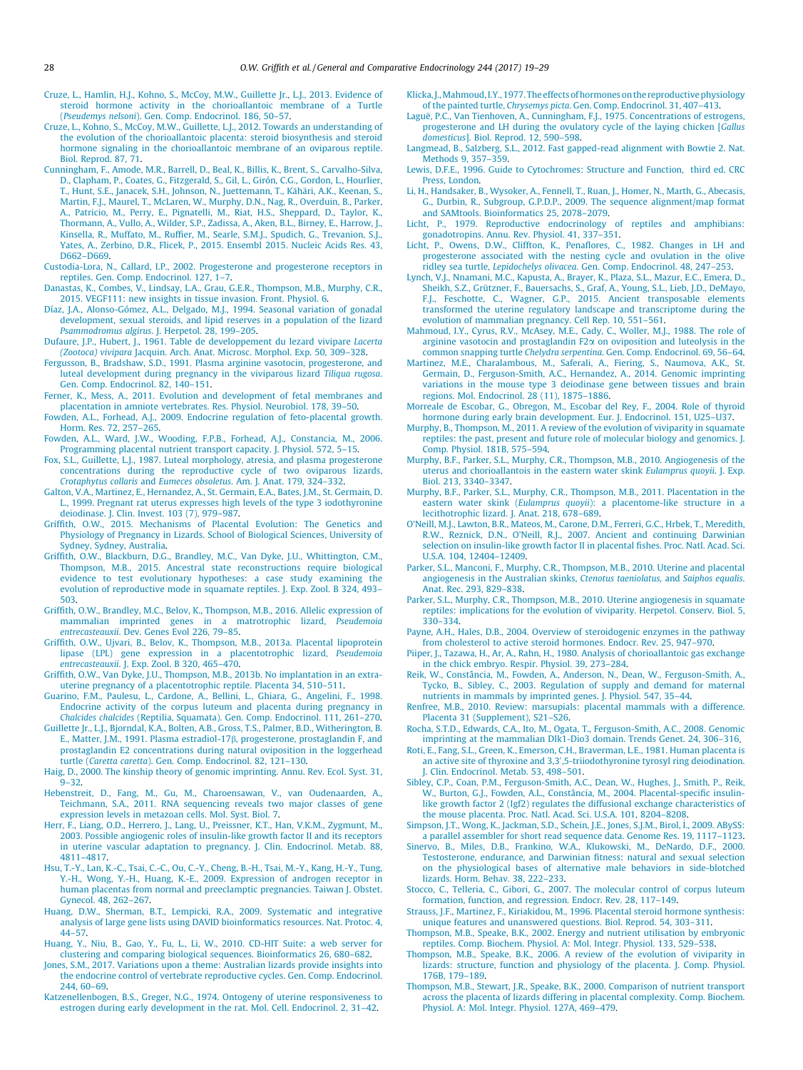Cruze, L., Hamlin, H.J., Kohno, S., McCoy, M.W., Guillette Jr., L.J., 2013. Evidence of steroid hormone activity in the chorioallantoic membrane of a Turtle (*Pseudemys nelsoni*). Gen. Comp. Endocrinol. 186, 50–57.

Cruze, L., Kohno, S., McCoy, M.W., Guillette, L.J., 2012. Towards an understanding of the evolution of the chorioallantoic placenta: steroid biosynthesis and steroid hormone signaling in the chorioallantoic membrane of an oviparous reptile. Biol. Reprod. 87, 71.

Cunningham, F., Amode, M.R., Barrell, D., Beal, K., Billis, K., Brent, S., Carvalho-Silva, D., Clapham, P., Coates, G., Fitzgerald, S., Gil, L., Girón, C.G., Gordon, L., Hourlier, T., Hunt, S.E., Janacek, S.H., Johnson, N., Juettemann, T., Kähäri, A.K., Keenan, S., Martin, F.J., Maurel, T., McLaren, W., Murphy, D.N., Nag, R., Overduin, B., Parker, A., Patricio, M., Perry, E., Pignatelli, M., Riat, H.S., Sheppard, D., Taylor, K., Thormann, A., Vullo, A., Wilder, S.P., Zadissa, A., Aken, B.L., Birney, E., Harrow, J., Kinsella, R., Muffato, M., Ruffier, M., Searle, S.M.J., Spudich, G., Trevanion, S.J., Yates, A., Zerbino, D.R., Flicek, P., 2015. Ensembl 2015. Nucleic Acids Res. 43, D662–D669.

Custodia-Lora, N., Callard, I.P., 2002. Progesterone and progesterone receptors in reptiles. Gen. Comp. Endocrinol. 127, 1–7.

Danastas, K., Combes, V., Lindsay, L.A., Grau, G.E.R., Thompson, M.B., Murphy, C.R., 2015. VEGF111: new insights in tissue invasion. Front. Physiol. 6.

Díaz, J.A., Alonso-Gómez, A.L., Delgado, M.J., 1994. Seasonal variation of gonadal development, sexual steroids, and lipid reserves in a population of the lizard *Psammodromus algirus*. J. Herpetol. 28, 199–205.

Dufaure, J.P., Hubert, J., 1961. Table de developpement du lezard vivipare *Lacerta (Zootoca) vivipara* Jacquin. Arch. Anat. Microsc. Morphol. Exp. 50, 309–328.

Fergusson, B., Bradshaw, S.D., 1991. Plasma arginine vasotocin, progesterone, and luteal development during pregnancy in the viviparous lizard *Tiliqua rugosa*. Gen. Comp. Endocrinol. 82, 140–151.

Ferner, K., Mess, A., 2011. Evolution and development of fetal membranes and placentation in amniote vertebrates. Res. Physiol. Neurobiol. 178, 39–50.

Fowden, A.L., Forhead, A.J., 2009. Endocrine regulation of feto-placental growth. Horm. Res. 72, 257–265.

Fowden, A.L., Ward, J.W., Wooding, F.P.B., Forhead, A.J., Constancia, M., 2006. Programming placental nutrient transport capacity. J. Physiol. 572, 5–15.

Fox, S.L., Guillette, L.J., 1987. Luteal morphology, atresia, and plasma progesterone concentrations during the reproductive cycle of two oviparous lizards, *Crotaphytus collaris* and *Eumeces obsoletus*. Am. J. Anat. 179, 324–332.

Galton, V.A., Martinez, E., Hernandez, A., St. Germain, E.A., Bates, J.M., St. Germain, D. L., 1999. Pregnant rat uterus expresses high levels of the type 3 iodothyronine deiodinase. J. Clin. Invest. 103 (7), 979–987.

Griffith, O.W., 2015. Mechanisms of Placental Evolution: The Genetics and Physiology of Pregnancy in Lizards. School of Biological Sciences, University of Sydney, Sydney, Australia.

Griffith, O.W., Blackburn, D.G., Brandley, M.C., Van Dyke, J.U., Whittington, C.M., Thompson, M.B., 2015. Ancestral state reconstructions require biological evidence to test evolutionary hypotheses: a case study examining the evolution of reproductive mode in squamate reptiles. J. Exp. Zool. B 324, 493–503.

Griffith, O.W., Brandley, M.C., Belov, K., Thompson, M.B., 2016. Allelic expression of mammalian imprinted genes in a matrotrophic lizard, *Pseudemoia entrecasteauxii*. Dev. Genes Evol 226, 79–85.

Griffith, O.W., Ujvari, B., Belov, K., Thompson, M.B., 2013a. Placental lipoprotein lipase (LPL) gene expression in a placentotrophic lizard, *Pseudemoia entrecasteauxii*. J. Exp. Zool. B 320, 465–470.

Griffith, O.W., Van Dyke, J.U., Thompson, M.B., 2013b. No implantation in an extra-uterine pregnancy of a placentotrophic reptile. Placenta 34, 510–511.

Guarino, F.M., Paulesu, L., Cardone, A., Bellini, L., Ghiara, G., Angelini, F., 1998. Endocrine activity of the corpus luteum and placenta during pregnancy in *Chalcides chalcides* (Reptilia, Squamata). Gen. Comp. Endocrinol. 111, 261–270.

Guillette Jr., L.J., Bjorndal, K.A., Bolten, A.B., Gross, T.S., Palmer, B.D., Witherington, B. E., Matter, J.M., 1991. Plasma estradiol-17β, progesterone, prostaglandin F, and prostaglandin E2 concentrations during natural oviposition in the loggerhead turtle (*Caretta caretta*). Gen. Comp. Endocrinol. 82, 121–130.

Haig, D., 2000. The kinship theory of genomic imprinting. Annu. Rev. Ecol. Syst. 31, 9–32.

Hebenstreit, D., Fang, M., Gu, M., Charoensawan, V., van Oudenaarden, A., Teichmann, S.A., 2011. RNA sequencing reveals two major classes of gene expression levels in metazoan cells. Mol. Syst. Biol. 7.

Herr, F., Liang, O.D., Herrero, J., Lang, U., Preissner, K.T., Han, V.K.M., Zygmunt, M., 2003. Possible angiogenic roles of insulin-like growth factor II and its receptors in uterine vascular adaptation to pregnancy. J. Clin. Endocrinol. Metab. 88, 4811–4817.

Hsu, T.-Y., Lan, K.-C., Tsai, C.-C., Ou, C.-Y., Cheng, B.-H., Tsai, M.-Y., Kang, H.-Y., Tung, Y.-H., Wong, Y.-H., Huang, K.-E., 2009. Expression of androgen receptor in human placentas from normal and preeclamptic pregnancies. Taiwan J. Obstet. Gynecol. 48, 262–267.

Huang, D.W., Sherman, B.T., Lempicki, R.A., 2009. Systematic and integrative analysis of large gene lists using DAVID bioinformatics resources. Nat. Protoc. 4, 44–57.

Huang, Y., Niu, B., Gao, Y., Fu, L., Li, W., 2010. CD-HIT Suite: a web server for clustering and comparing biological sequences. Bioinformatics 26, 680–682.

Jones, S.M., 2017. Variations upon a theme: Australian lizards provide insights into the endocrine control of vertebrate reproductive cycles. Gen. Comp. Endocrinol. 244, 60–69.

Katzenellenbogen, B.S., Greger, N.G., 1974. Ontogeny of uterine responsiveness to estrogen during early development in the rat. Mol. Cell. Endocrinol. 2, 31–42.

Klicka, J., Mahmoud, I.Y., 1977. The effects of hormones on the reproductive physiology of the painted turtle, *Chrysemys picta*. Gen. Comp. Endocrinol. 31, 407–413.

Laguë, P.C., Van Tienhoven, A., Cunningham, F.J., 1975. Concentrations of estrogens, progesterone and LH during the ovulatory cycle of the laying chicken [*Gallus domesticus*]. Biol. Reprod. 12, 590–598.

Langmead, B., Salzberg, S.L., 2012. Fast gapped-read alignment with Bowtie 2. Nat. Methods 9, 357–359.

Lewis, D.F.E., 1996. Guide to Cytochromes: Structure and Function, third ed. CRC Press, London.

Li, H., Handsaker, B., Wysoker, A., Fennell, T., Ruan, J., Homer, N., Marth, G., Abecasis, G., Durbin, R., Subgroup, G.P.D.P., 2009. The sequence alignment/map format and SAMtools. Bioinformatics 25, 2078–2079.

Licht, P., 1979. Reproductive endocrinology of reptiles and amphibians: gonadotropins. Annu. Rev. Physiol. 41, 337–351.

Licht, P., Owens, D.W., Cliffton, K., Penaflores, C., 1982. Changes in LH and progesterone associated with the nesting cycle and ovulation in the olive ridley sea turtle, *Lepidochelys olivacea*. Gen. Comp. Endocrinol. 48, 247–253.

Lynch, V.J., Nnamani, M.C., Kapusta, A., Brayer, K., Plaza, S.L., Mazur, E.C., Emera, D., Sheikh, S.Z., Grützner, F., Bauersachs, S., Graf, A., Young, S.L., Lieb, J.D., DeMayo, F.J., Feschotte, C., Wagner, G.P., 2015. Ancient transposable elements transformed the uterine regulatory landscape and transcriptome during the evolution of mammalian pregnancy. Cell Rep. 10, 551–561.

Mahmoud, I.Y., Cyrus, R.V., McAsey, M.E., Cady, C., Woller, M.J., 1988. The role of arginine vasotocin and prostaglandin F2α on oviposition and luteolysis in the common snapping turtle *Chelydra serpentina*. Gen. Comp. Endocrinol. 69, 56–64.

Martinez, M.E., Charalambous, M., Saferali, A., Fiering, S., Naumova, A.K., St. Germain, D., Ferguson-Smith, A.C., Hernandez, A., 2014. Genomic imprinting variations in the mouse type 3 deiodinase gene between tissues and brain regions. Mol. Endocrinol. 28 (11), 1875–1886.

Morreale de Escobar, G., Obregon, M., Escobar del Rey, F., 2004. Role of thyroid hormone during early brain development. Eur. J. Endocrinol. 151, U25–U37.

Murphy, B., Thompson, M., 2011. A review of the evolution of viviparity in squamate reptiles: the past, present and future role of molecular biology and genomics. J. Comp. Physiol. 181B, 575–594.

Murphy, B.F., Parker, S.L., Murphy, C.R., Thompson, M.B., 2010. Angiogenesis of the uterus and chorioallantois in the eastern water skink *Eulamprus quoyii*. J. Exp. Biol. 213, 3340–3347.

Murphy, B.F., Parker, S.L., Murphy, C.R., Thompson, M.B., 2011. Placentation in the eastern water skink (*Eulamprus quoyii*): a placentome-like structure in a lecithotrophic lizard. J. Anat. 218, 678–689.

O'Neill, M.J., Lawton, B.R., Mateos, M., Carone, D.M., Ferreri, G.C., Hrbek, T., Meredith, R.W., Reznick, D.N., O'Neill, R.J., 2007. Ancient and continuing Darwinian selection on insulin-like growth factor II in placental fishes. Proc. Natl. Acad. Sci. U.S.A. 104, 12404–12409.

Parker, S.L., Manconi, F., Murphy, C.R., Thompson, M.B., 2010. Uterine and placental angiogenesis in the Australian skinks, *Ctenotus taeniolatus*, and *Saiphos equalis*. Anat. Rec. 293, 829–838.

Parker, S.L., Murphy, C.R., Thompson, M.B., 2010. Uterine angiogenesis in squamate reptiles: implications for the evolution of viviparity. Herpetol. Conserv. Biol. 5, 330–334.

Payne, A.H., Hales, D.B., 2004. Overview of steroidogenic enzymes in the pathway from cholesterol to active steroid hormones. Endocr. Rev. 25, 947–970.

Piiper, J., Tazawa, H., Ar, A., Rahn, H., 1980. Analysis of chorioallantoic gas exchange in the chick embryo. Respir. Physiol. 39, 273–284.

Reik, W., Constância, M., Fowden, A., Anderson, N., Dean, W., Ferguson-Smith, A., Tycko, B., Sibley, C., 2003. Regulation of supply and demand for maternal nutrients in mammals by imprinted genes. J. Physiol. 547, 35–44.

Renfree, M.B., 2010. Review: marsupials: placental mammals with a difference. Placenta 31 (Supplement), S21–S26.

Rocha, S.T.D., Edwards, C.A., Ito, M., Ogata, T., Ferguson-Smith, A.C., 2008. Genomic imprinting at the mammalian Dlk1-Dio3 domain. Trends Genet. 24, 306–316.

Roti, E., Fang, S.L., Green, K., Emerson, C.H., Braverman, L.E., 1981. Human placenta is an active site of thyroxine and 3,3′,5-triiodothyronine tyrosyl ring deiodination. J. Clin. Endocrinol. Metab. 53, 498–501.

Sibley, C.P., Coan, P.M., Ferguson-Smith, A.C., Dean, W., Hughes, J., Smith, P., Reik, W., Burton, G.J., Fowden, A.L., Constância, M., 2004. Placental-specific insulin-like growth factor 2 (Igf2) regulates the diffusional exchange characteristics of the mouse placenta. Proc. Natl. Acad. Sci. U.S.A. 101, 8204–8208.

Simpson, J.T., Wong, K., Jackman, S.D., Schein, J.E., Jones, S.J.M., Birol, İ., 2009. ABySS: a parallel assembler for short read sequence data. Genome Res. 19, 1117–1123.

Sinervo, B., Miles, D.B., Frankino, W.A., Klukowski, M., DeNardo, D.F., 2000. Testosterone, endurance, and Darwinian fitness: natural and sexual selection on the physiological bases of alternative male behaviors in side-blotched lizards. Horm. Behav. 38, 222–233.

Stocco, C., Telleria, C., Gibori, G., 2007. The molecular control of corpus luteum formation, function, and regression. Endocr. Rev. 28, 117–149.

Strauss, J.F., Martinez, F., Kiriakidou, M., 1996. Placental steroid hormone synthesis: unique features and unanswered questions. Biol. Reprod. 54, 303–311.

Thompson, M.B., Speake, B.K., 2002. Energy and nutrient utilisation by embryonic reptiles. Comp. Biochem. Physiol. A: Mol. Integr. Physiol. 133, 529–538.

Thompson, M.B., Speake, B.K., 2006. A review of the evolution of viviparity in lizards: structure, function and physiology of the placenta. J. Comp. Physiol. 176B, 179–189.

Thompson, M.B., Stewart, J.R., Speake, B.K., 2000. Comparison of nutrient transport across the placenta of lizards differing in placental complexity. Comp. Biochem. Physiol. A: Mol. Integr. Physiol. 127A, 469–479.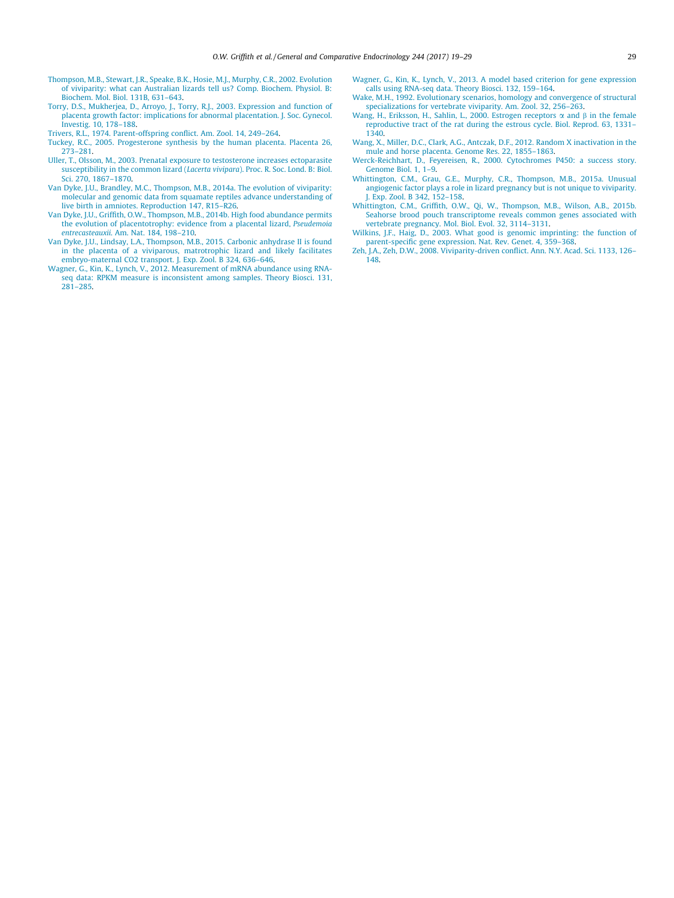Thompson, M.B., Stewart, J.R., Speake, B.K., Hosie, M.J., Murphy, C.R., 2002. Evolution of viviparity: what can Australian lizards tell us? Comp. Biochem. Physiol. B: Biochem. Mol. Biol. 131B, 631–643.

Torry, D.S., Mukherjea, D., Arroyo, J., Torry, R.J., 2003. Expression and function of placenta growth factor: implications for abnormal placentation. J. Soc. Gynecol. Investig. 10, 178–188.

Trivers, R.L., 1974. Parent-offspring conflict. Am. Zool. 14, 249–264.

Tuckey, R.C., 2005. Progesterone synthesis by the human placenta. Placenta 26, 273–281.

Uller, T., Olsson, M., 2003. Prenatal exposure to testosterone increases ectoparasite susceptibility in the common lizard (*Lacerta vivipara*). Proc. R. Soc. Lond. B: Biol. Sci. 270, 1867–1870.

Van Dyke, J.U., Brandley, M.C., Thompson, M.B., 2014a. The evolution of viviparity: molecular and genomic data from squamate reptiles advance understanding of live birth in amniotes. Reproduction 147, R15–R26.

Van Dyke, J.U., Griffith, O.W., Thompson, M.B., 2014b. High food abundance permits the evolution of placentotrophy: evidence from a placental lizard, *Pseudemoia entrecasteauxii*. Am. Nat. 184, 198–210.

Van Dyke, J.U., Lindsay, L.A., Thompson, M.B., 2015. Carbonic anhydrase II is found in the placenta of a viviparous, matrotrophic lizard and likely facilitates embryo-maternal CO2 transport. J. Exp. Zool. B 324, 636–646.

Wagner, G., Kin, K., Lynch, V., 2012. Measurement of mRNA abundance using RNA-seq data: RPKM measure is inconsistent among samples. Theory Biosci. 131, 281–285.

Wagner, G., Kin, K., Lynch, V., 2013. A model based criterion for gene expression calls using RNA-seq data. Theory Biosci. 132, 159–164.

Wake, M.H., 1992. Evolutionary scenarios, homology and convergence of structural specializations for vertebrate viviparity. Am. Zool. 32, 256–263.

Wang, H., Eriksson, H., Sahlin, L., 2000. Estrogen receptors α and β in the female reproductive tract of the rat during the estrous cycle. Biol. Reprod. 63, 1331–1340.

Wang, X., Miller, D.C., Clark, A.G., Antczak, D.F., 2012. Random X inactivation in the mule and horse placenta. Genome Res. 22, 1855–1863.

Werck-Reichhart, D., Feyereisen, R., 2000. Cytochromes P450: a success story. Genome Biol. 1, 1–9.

Whittington, C.M., Grau, G.E., Murphy, C.R., Thompson, M.B., 2015a. Unusual angiogenic factor plays a role in lizard pregnancy but is not unique to viviparity. J. Exp. Zool. B 342, 152–158.

Whittington, C.M., Griffith, O.W., Qi, W., Thompson, M.B., Wilson, A.B., 2015b. Seahorse brood pouch transcriptome reveals common genes associated with vertebrate pregnancy. Mol. Biol. Evol. 32, 3114–3131.

Wilkins, J.F., Haig, D., 2003. What good is genomic imprinting: the function of parent-specific gene expression. Nat. Rev. Genet. 4, 359–368.

Zeh, J.A., Zeh, D.W., 2008. Viviparity-driven conflict. Ann. N.Y. Acad. Sci. 1133, 126–148.